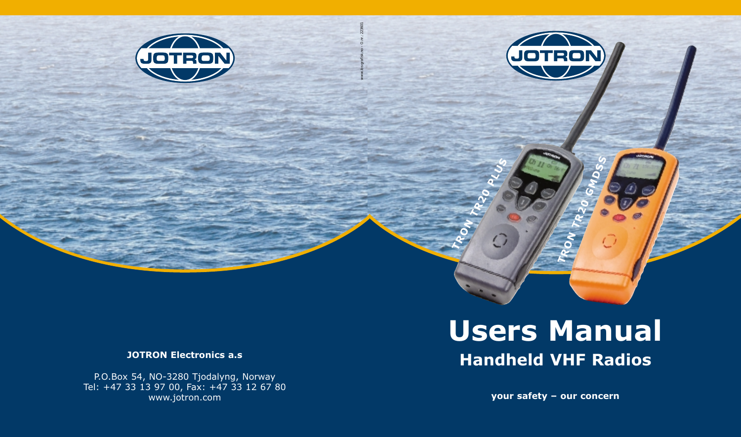# Users Manual

## Handheld VHF Radios

**your safety – our concern**

**JOTRON Electronics a.s**

P.O.Box 54, NO-3280 Tjodalyng, Norway
Tel: +47 33 13 97 00, Fax: +47 33 12 67 80
www.jotron.com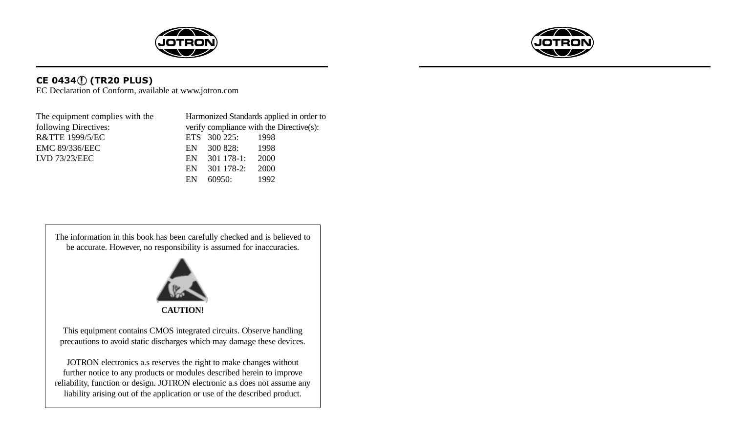**CE 0434ⓘ (TR20 PLUS)**
EC Declaration of Conform, available at www.jotron.com

The equipment complies with the following Directives:
R&TTE 1999/5/EC
EMC 89/336/EEC
LVD 73/23/EEC

Harmonized Standards applied in order to verify compliance with the Directive(s):

| | | |
|---|---|---|
| ETS | 300 225: | 1998 |
| EN | 300 828: | 1998 |
| EN | 301 178-1: | 2000 |
| EN | 301 178-2: | 2000 |
| EN | 60950: | 1992 |

The information in this book has been carefully checked and is believed to be accurate. However, no responsibility is assumed for inaccuracies.

**CAUTION!**

This equipment contains CMOS integrated circuits. Observe handling precautions to avoid static discharges which may damage these devices.

JOTRON electronics a.s reserves the right to make changes without further notice to any products or modules described herein to improve reliability, function or design. JOTRON electronic a.s does not assume any liability arising out of the application or use of the described product.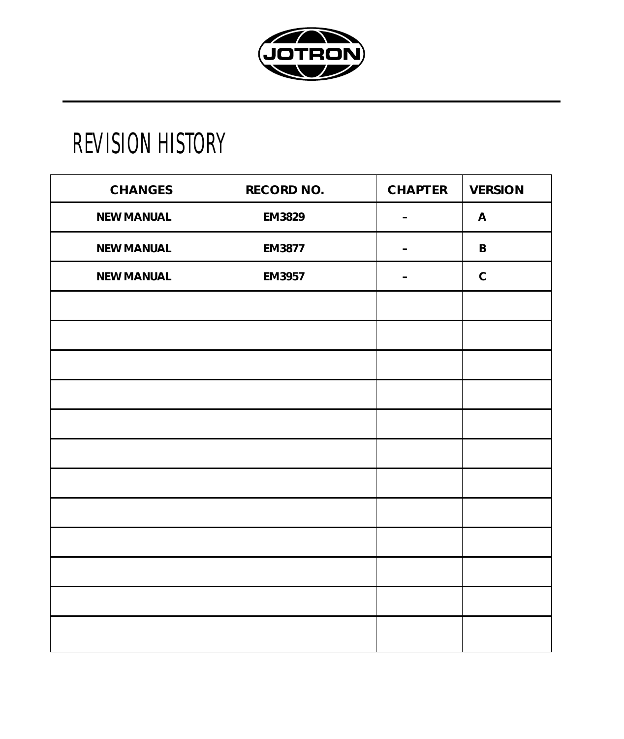JOTRON

# REVISION HISTORY

| CHANGES | RECORD NO. | CHAPTER | VERSION |
|---|---|---|---|
| NEW MANUAL | EM3829 | – | A |
| NEW MANUAL | EM3877 | – | B |
| NEW MANUAL | EM3957 | – | C |
| | | | |
| | | | |
| | | | |
| | | | |
| | | | |
| | | | |
| | | | |
| | | | |
| | | | |
| | | | |
| | | | |
| | | | |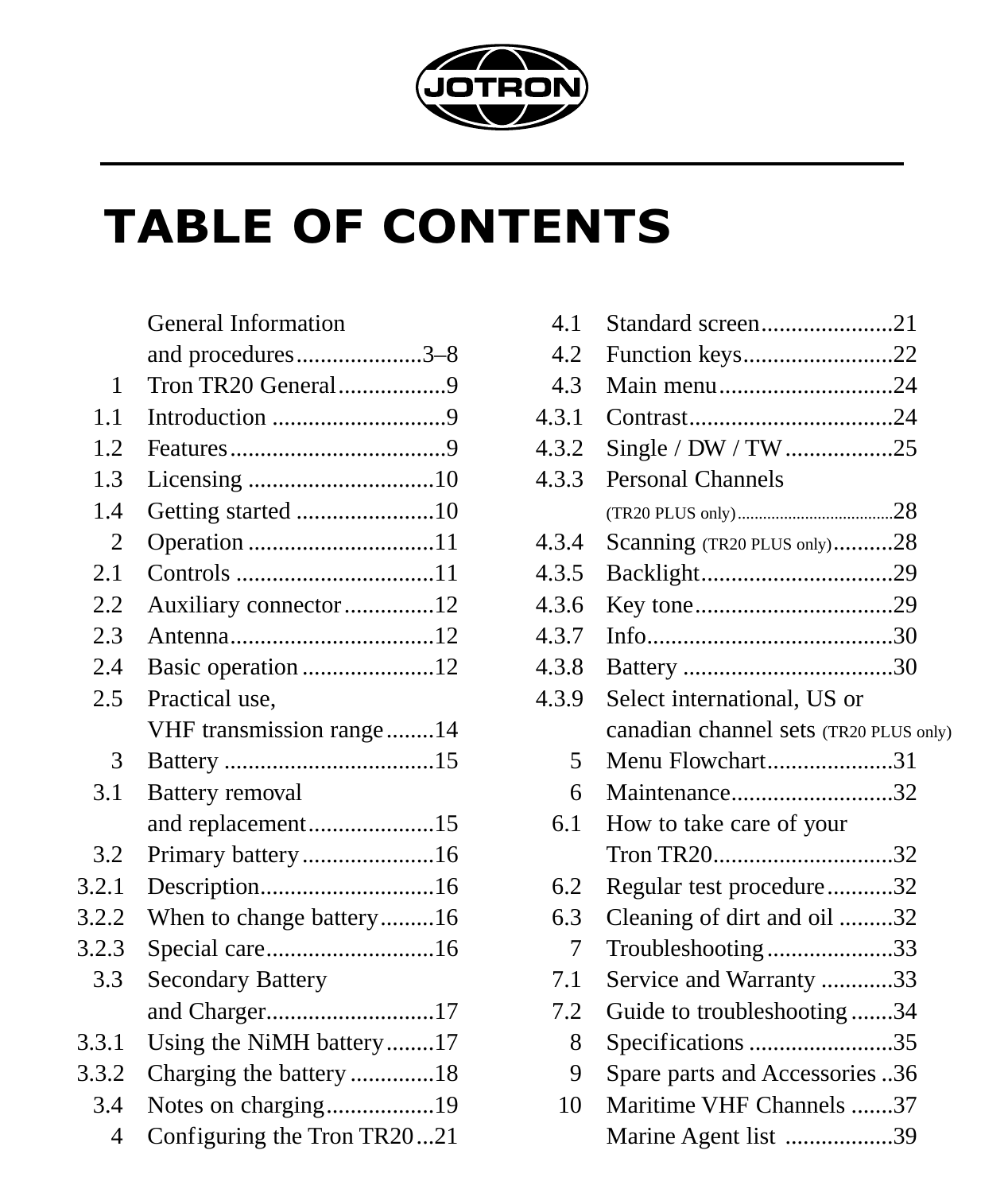# TABLE OF CONTENTS

| | | |
|---|---|---|
| | General Information and procedures | 3–8 |
| 1 | Tron TR20 General | 9 |
| 1.1 | Introduction | 9 |
| 1.2 | Features | 9 |
| 1.3 | Licensing | 10 |
| 1.4 | Getting started | 10 |
| 2 | Operation | 11 |
| 2.1 | Controls | 11 |
| 2.2 | Auxiliary connector | 12 |
| 2.3 | Antenna | 12 |
| 2.4 | Basic operation | 12 |
| 2.5 | Practical use, VHF transmission range | 14 |
| 3 | Battery | 15 |
| 3.1 | Battery removal and replacement | 15 |
| 3.2 | Primary battery | 16 |
| 3.2.1 | Description | 16 |
| 3.2.2 | When to change battery | 16 |
| 3.2.3 | Special care | 16 |
| 3.3 | Secondary Battery and Charger | 17 |
| 3.3.1 | Using the NiMH battery | 17 |
| 3.3.2 | Charging the battery | 18 |
| 3.4 | Notes on charging | 19 |
| 4 | Configuring the Tron TR20 | 21 |
| 4.1 | Standard screen | 21 |
| 4.2 | Function keys | 22 |
| 4.3 | Main menu | 24 |
| 4.3.1 | Contrast | 24 |
| 4.3.2 | Single / DW / TW | 25 |
| 4.3.3 | Personal Channels (TR20 PLUS only) | 28 |
| 4.3.4 | Scanning (TR20 PLUS only) | 28 |
| 4.3.5 | Backlight | 29 |
| 4.3.6 | Key tone | 29 |
| 4.3.7 | Info | 30 |
| 4.3.8 | Battery | 30 |
| 4.3.9 | Select international, US or canadian channel sets (TR20 PLUS only) | |
| 5 | Menu Flowchart | 31 |
| 6 | Maintenance | 32 |
| 6.1 | How to take care of your Tron TR20 | 32 |
| 6.2 | Regular test procedure | 32 |
| 6.3 | Cleaning of dirt and oil | 32 |
| 7 | Troubleshooting | 33 |
| 7.1 | Service and Warranty | 33 |
| 7.2 | Guide to troubleshooting | 34 |
| 8 | Specifications | 35 |
| 9 | Spare parts and Accessories | 36 |
| 10 | Maritime VHF Channels | 37 |
| | Marine Agent list | 39 |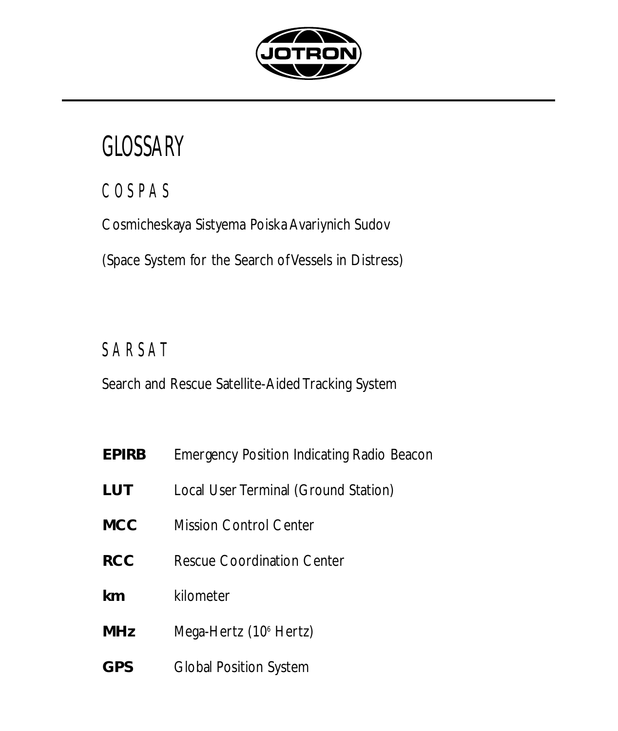# GLOSSARY

## COSPAS

Cosmicheskaya Sistyema Poiska Avariynich Sudov

(Space System for the Search of Vessels in Distress)

## SARSAT

Search and Rescue Satellite-Aided Tracking System

| | |
|---|---|
| **EPIRB** | Emergency Position Indicating Radio Beacon |
| **LUT** | Local User Terminal (Ground Station) |
| **MCC** | Mission Control Center |
| **RCC** | Rescue Coordination Center |
| **km** | kilometer |
| **MHz** | Mega-Hertz ($10^6$ Hertz) |
| **GPS** | Global Position System |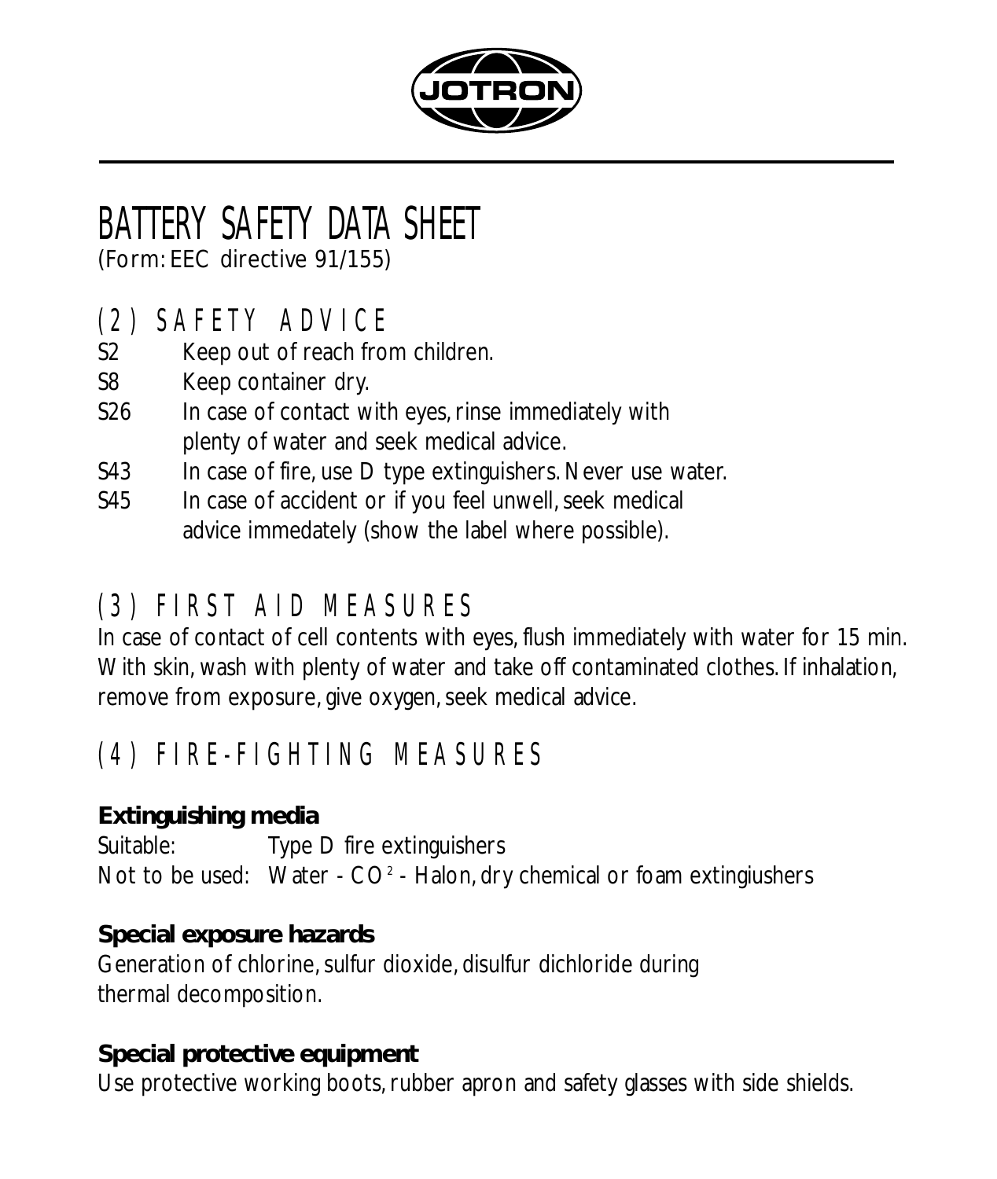JOTRON

# BATTERY SAFETY DATA SHEET

(Form: EEC directive 91/155)

## (2) SAFETY ADVICE

S2 Keep out of reach from children.

S8 Keep container dry.

S26 In case of contact with eyes, rinse immediately with plenty of water and seek medical advice.

S43 In case of fire, use D type extinguishers. Never use water.

S45 In case of accident or if you feel unwell, seek medical advice immedately (show the label where possible).

## (3) FIRST AID MEASURES

In case of contact of cell contents with eyes, flush immediately with water for 15 min. With skin, wash with plenty of water and take off contaminated clothes. If inhalation, remove from exposure, give oxygen, seek medical advice.

## (4) FIRE-FIGHTING MEASURES

**Extinguishing media**

Suitable: Type D fire extinguishers

Not to be used: Water - $CO^2$ - Halon, dry chemical or foam extingiushers

**Special exposure hazards**

Generation of chlorine, sulfur dioxide, disulfur dichloride during thermal decomposition.

**Special protective equipment**

Use protective working boots, rubber apron and safety glasses with side shields.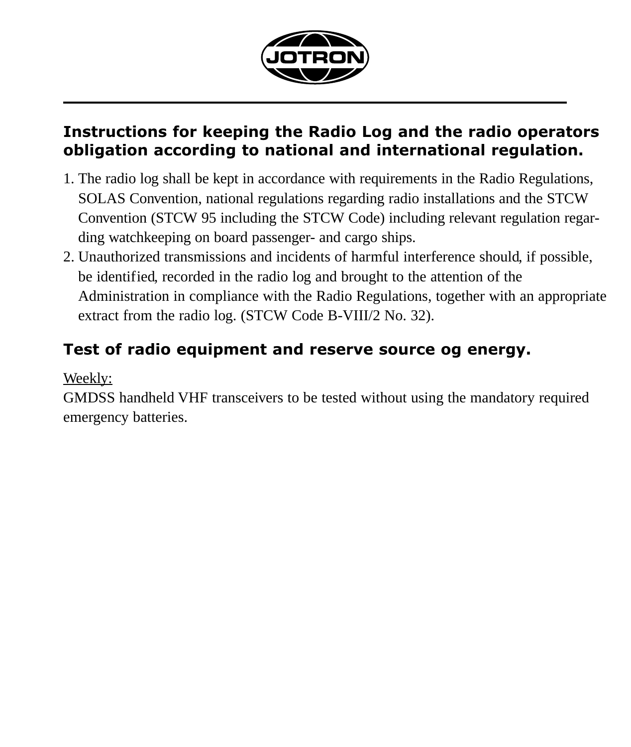JOTRON

## Instructions for keeping the Radio Log and the radio operators obligation according to national and international regulation.

1. The radio log shall be kept in accordance with requirements in the Radio Regulations, SOLAS Convention, national regulations regarding radio installations and the STCW Convention (STCW 95 including the STCW Code) including relevant regulation regarding watchkeeping on board passenger- and cargo ships.
2. Unauthorized transmissions and incidents of harmful interference should, if possible, be identified, recorded in the radio log and brought to the attention of the Administration in compliance with the Radio Regulations, together with an appropriate extract from the radio log. (STCW Code B-VIII/2 No. 32).

## Test of radio equipment and reserve source og energy.

Weekly:
GMDSS handheld VHF transceivers to be tested without using the mandatory required emergency batteries.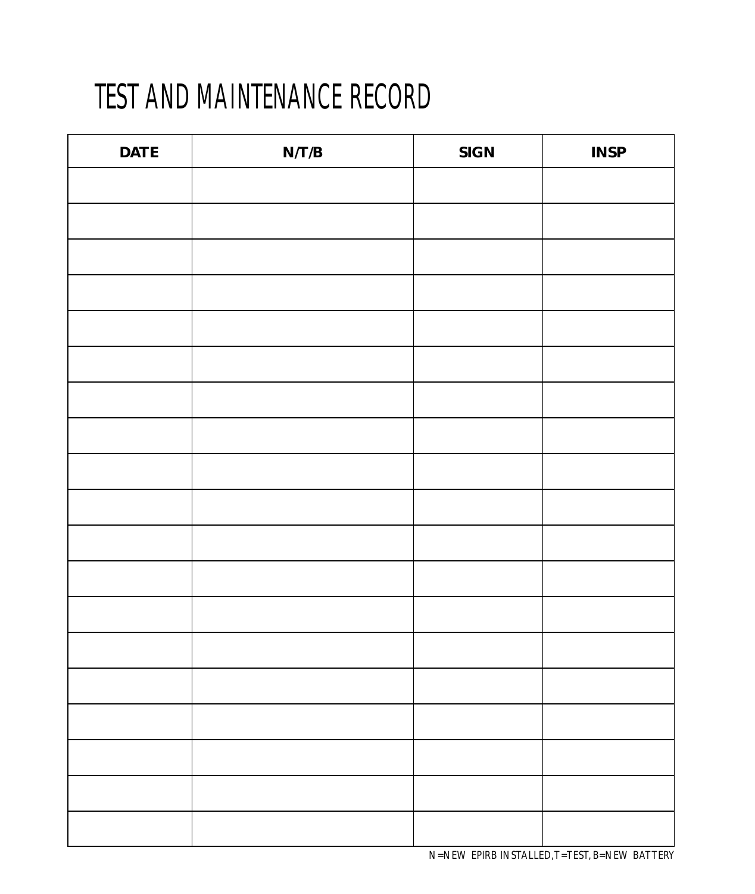# TEST AND MAINTENANCE RECORD

| DATE | N/T/B | SIGN | INSP |
|---|---|---|---|
| | | | |
| | | | |
| | | | |
| | | | |
| | | | |
| | | | |
| | | | |
| | | | |
| | | | |
| | | | |
| | | | |
| | | | |
| | | | |
| | | | |
| | | | |
| | | | |
| | | | |
| | | | |
| | | | |

N=NEW EPIRB INSTALLED, T=TEST, B=NEW BATTERY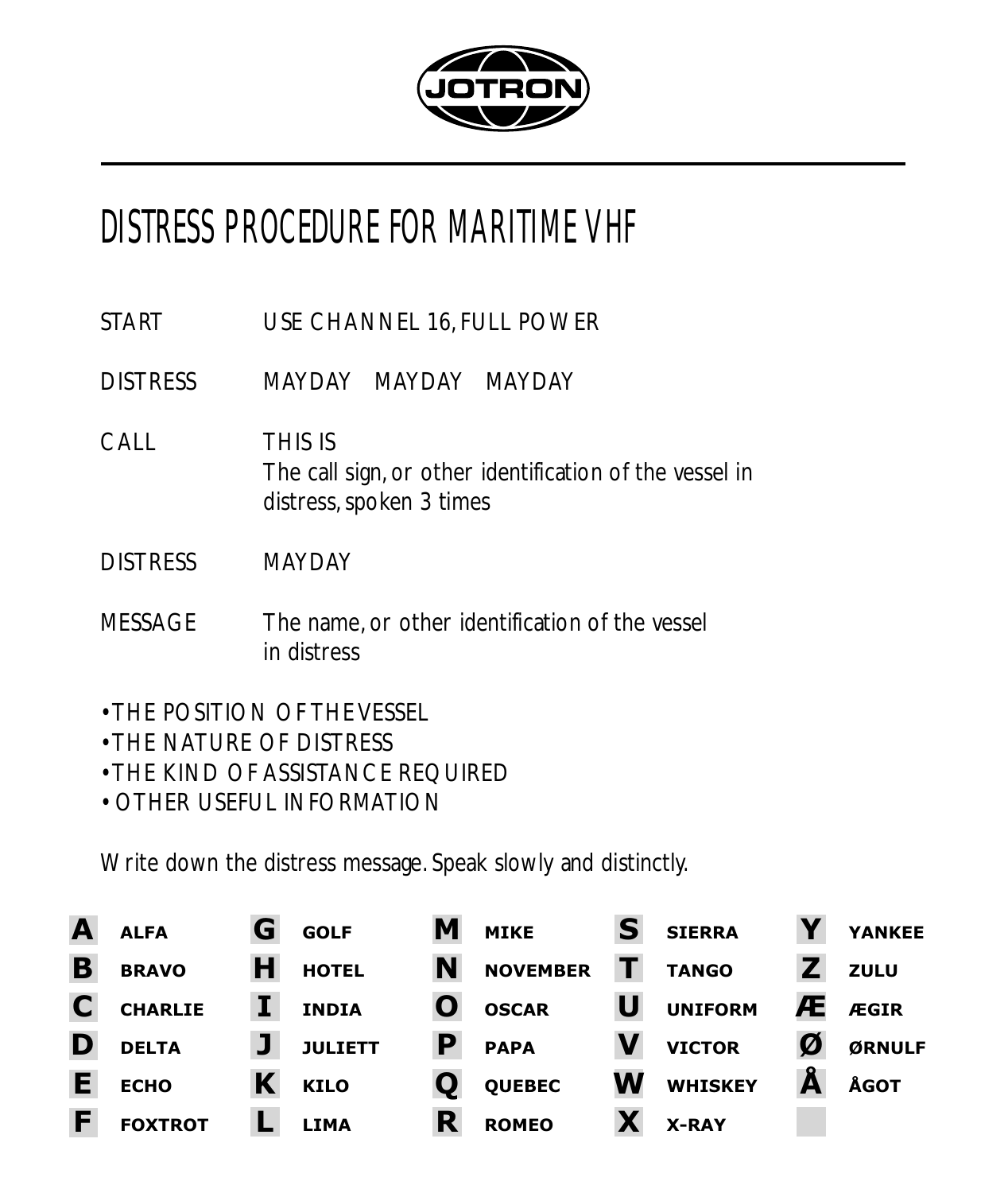JOTRON

# DISTRESS PROCEDURE FOR MARITIME VHF

| | |
|---|---|
| START | USE CHANNEL 16, FULL POWER |
| DISTRESS | MAYDAY MAYDAY MAYDAY |
| CALL | THIS IS<br>The call sign, or other identification of the vessel in distress, spoken 3 times |
| DISTRESS | MAYDAY |
| MESSAGE | The name, or other identification of the vessel in distress |

- THE POSITION OF THE VESSEL
- THE NATURE OF DISTRESS
- THE KIND OF ASSISTANCE REQUIRED
- OTHER USEFUL INFORMATION

Write down the distress message. Speak slowly and distinctly.

| | | | | | | | | | |
|---|---|---|---|---|---|---|---|---|---|
| **A** | **ALFA** | **G** | **GOLF** | **M** | **MIKE** | **S** | **SIERRA** | **Y** | **YANKEE** |
| **B** | **BRAVO** | **H** | **HOTEL** | **N** | **NOVEMBER** | **T** | **TANGO** | **Z** | **ZULU** |
| **C** | **CHARLIE** | **I** | **INDIA** | **O** | **OSCAR** | **U** | **UNIFORM** | **Æ** | **ÆGIR** |
| **D** | **DELTA** | **J** | **JULIETT** | **P** | **PAPA** | **V** | **VICTOR** | **Ø** | **ØRNULF** |
| **E** | **ECHO** | **K** | **KILO** | **Q** | **QUEBEC** | **W** | **WHISKEY** | **Å** | **ÅGOT** |
| **F** | **FOXTROT** | **L** | **LIMA** | **R** | **ROMEO** | **X** | **X-RAY** | | |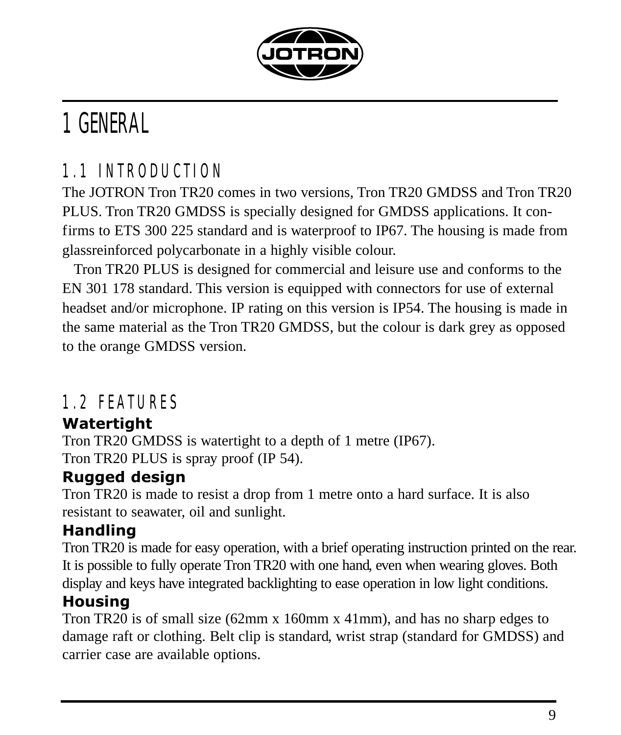# 1 GENERAL

## 1.1 INTRODUCTION

The JOTRON Tron TR20 comes in two versions, Tron TR20 GMDSS and Tron TR20 PLUS. Tron TR20 GMDSS is specially designed for GMDSS applications. It confirms to ETS 300 225 standard and is waterproof to IP67. The housing is made from glassreinforced polycarbonate in a highly visible colour.

Tron TR20 PLUS is designed for commercial and leisure use and conforms to the EN 301 178 standard. This version is equipped with connectors for use of external headset and/or microphone. IP rating on this version is IP54. The housing is made in the same material as the Tron TR20 GMDSS, but the colour is dark grey as opposed to the orange GMDSS version.

## 1.2 FEATURES

### Watertight

Tron TR20 GMDSS is watertight to a depth of 1 metre (IP67).
Tron TR20 PLUS is spray proof (IP 54).

### Rugged design

Tron TR20 is made to resist a drop from 1 metre onto a hard surface. It is also resistant to seawater, oil and sunlight.

### Handling

Tron TR20 is made for easy operation, with a brief operating instruction printed on the rear. It is possible to fully operate Tron TR20 with one hand, even when wearing gloves. Both display and keys have integrated backlighting to ease operation in low light conditions.

### Housing

Tron TR20 is of small size (62mm x 160mm x 41mm), and has no sharp edges to damage raft or clothing. Belt clip is standard, wrist strap (standard for GMDSS) and carrier case are available options.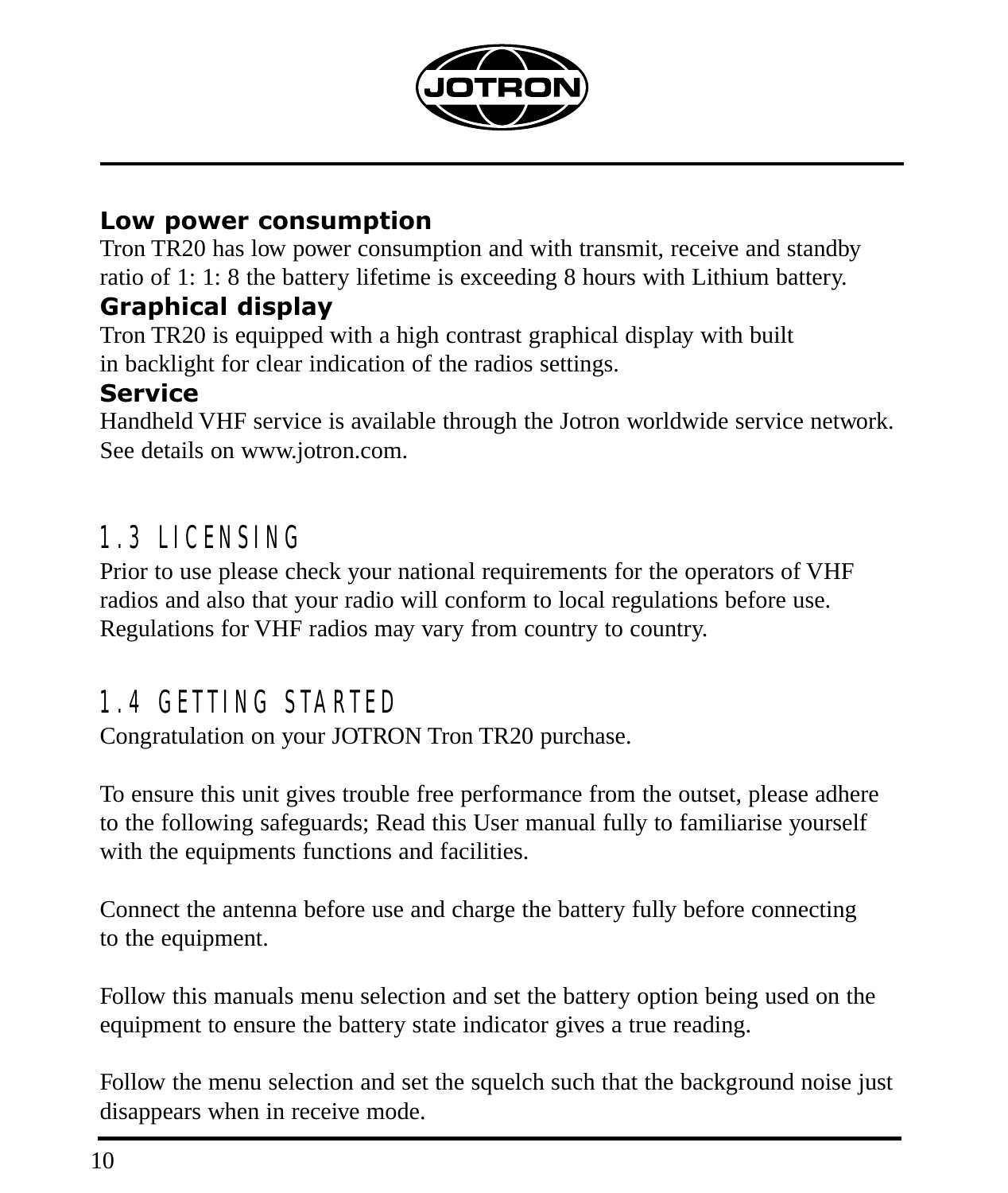### Low power consumption

Tron TR20 has low power consumption and with transmit, receive and standby ratio of 1: 1: 8 the battery lifetime is exceeding 8 hours with Lithium battery.

### Graphical display

Tron TR20 is equipped with a high contrast graphical display with built in backlight for clear indication of the radios settings.

### Service

Handheld VHF service is available through the Jotron worldwide service network. See details on www.jotron.com.

## 1.3 LICENSING

Prior to use please check your national requirements for the operators of VHF radios and also that your radio will conform to local regulations before use. Regulations for VHF radios may vary from country to country.

## 1.4 GETTING STARTED

Congratulation on your JOTRON Tron TR20 purchase.

To ensure this unit gives trouble free performance from the outset, please adhere to the following safeguards; Read this User manual fully to familiarise yourself with the equipments functions and facilities.

Connect the antenna before use and charge the battery fully before connecting to the equipment.

Follow this manuals menu selection and set the battery option being used on the equipment to ensure the battery state indicator gives a true reading.

Follow the menu selection and set the squelch such that the background noise just disappears when in receive mode.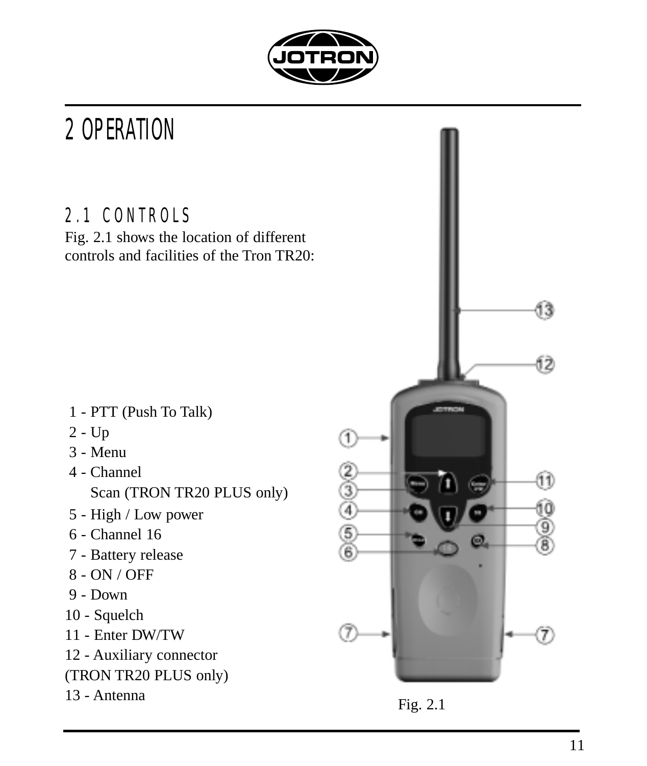# 2 OPERATION

## 2.1 CONTROLS

Fig. 2.1 shows the location of different controls and facilities of the Tron TR20:

1 - PTT (Push To Talk)
2 - Up
3 - Menu
4 - Channel
   Scan (TRON TR20 PLUS only)
5 - High / Low power
6 - Channel 16
7 - Battery release
8 - ON / OFF
9 - Down
10 - Squelch
11 - Enter DW/TW
12 - Auxiliary connector (TRON TR20 PLUS only)
13 - Antenna

Fig. 2.1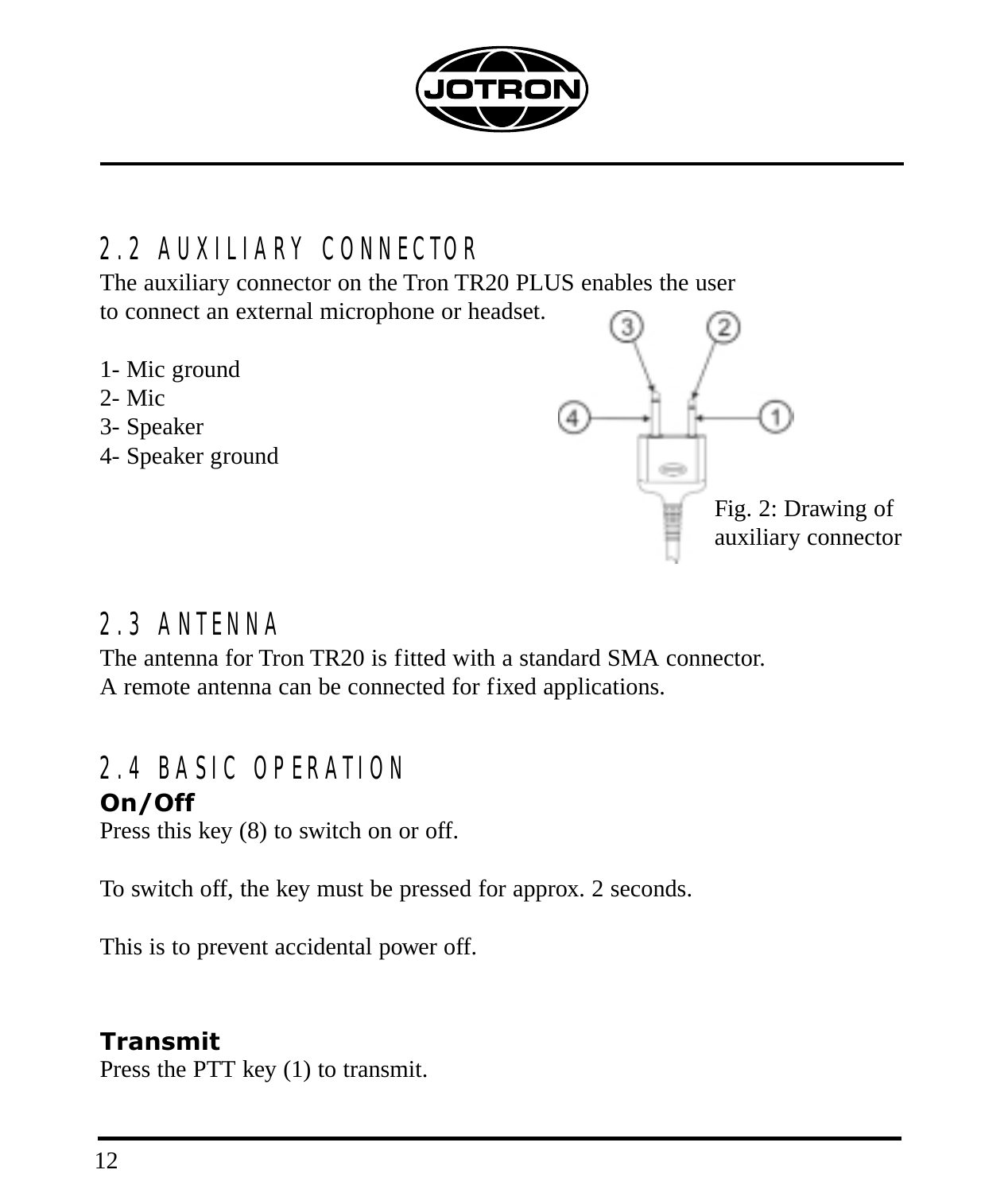## 2.2 AUXILIARY CONNECTOR

The auxiliary connector on the Tron TR20 PLUS enables the user to connect an external microphone or headset.

1- Mic ground
2- Mic
3- Speaker
4- Speaker ground

Fig. 2: Drawing of auxiliary connector

## 2.3 ANTENNA

The antenna for Tron TR20 is fitted with a standard SMA connector. A remote antenna can be connected for fixed applications.

## 2.4 BASIC OPERATION

**On/Off**

Press this key (8) to switch on or off.

To switch off, the key must be pressed for approx. 2 seconds.

This is to prevent accidental power off.

**Transmit**

Press the PTT key (1) to transmit.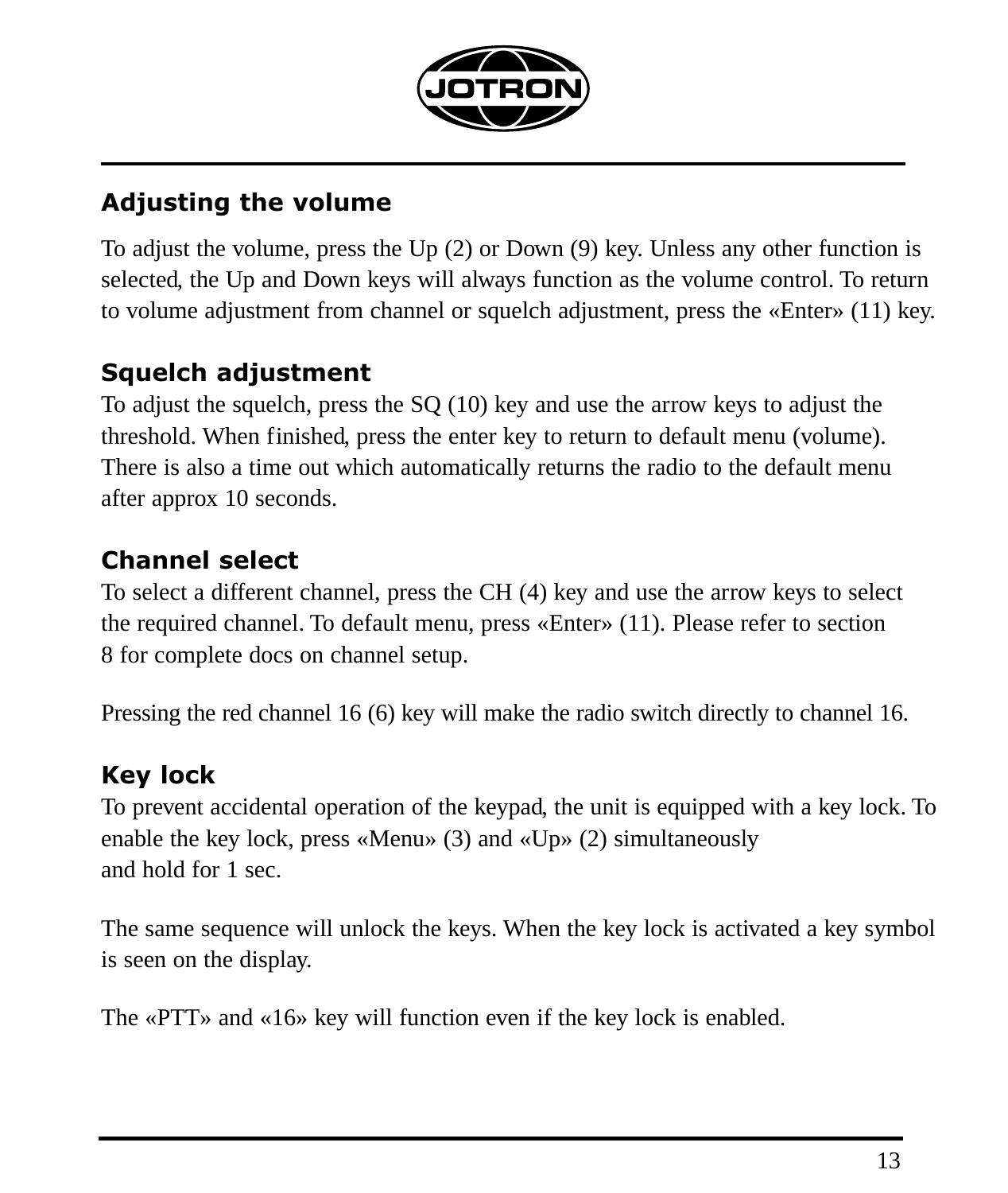## Adjusting the volume

To adjust the volume, press the Up (2) or Down (9) key. Unless any other function is selected, the Up and Down keys will always function as the volume control. To return to volume adjustment from channel or squelch adjustment, press the «Enter» (11) key.

## Squelch adjustment

To adjust the squelch, press the SQ (10) key and use the arrow keys to adjust the threshold. When finished, press the enter key to return to default menu (volume). There is also a time out which automatically returns the radio to the default menu after approx 10 seconds.

## Channel select

To select a different channel, press the CH (4) key and use the arrow keys to select the required channel. To default menu, press «Enter» (11). Please refer to section 8 for complete docs on channel setup.

Pressing the red channel 16 (6) key will make the radio switch directly to channel 16.

## Key lock

To prevent accidental operation of the keypad, the unit is equipped with a key lock. To enable the key lock, press «Menu» (3) and «Up» (2) simultaneously and hold for 1 sec.

The same sequence will unlock the keys. When the key lock is activated a key symbol is seen on the display.

The «PTT» and «16» key will function even if the key lock is enabled.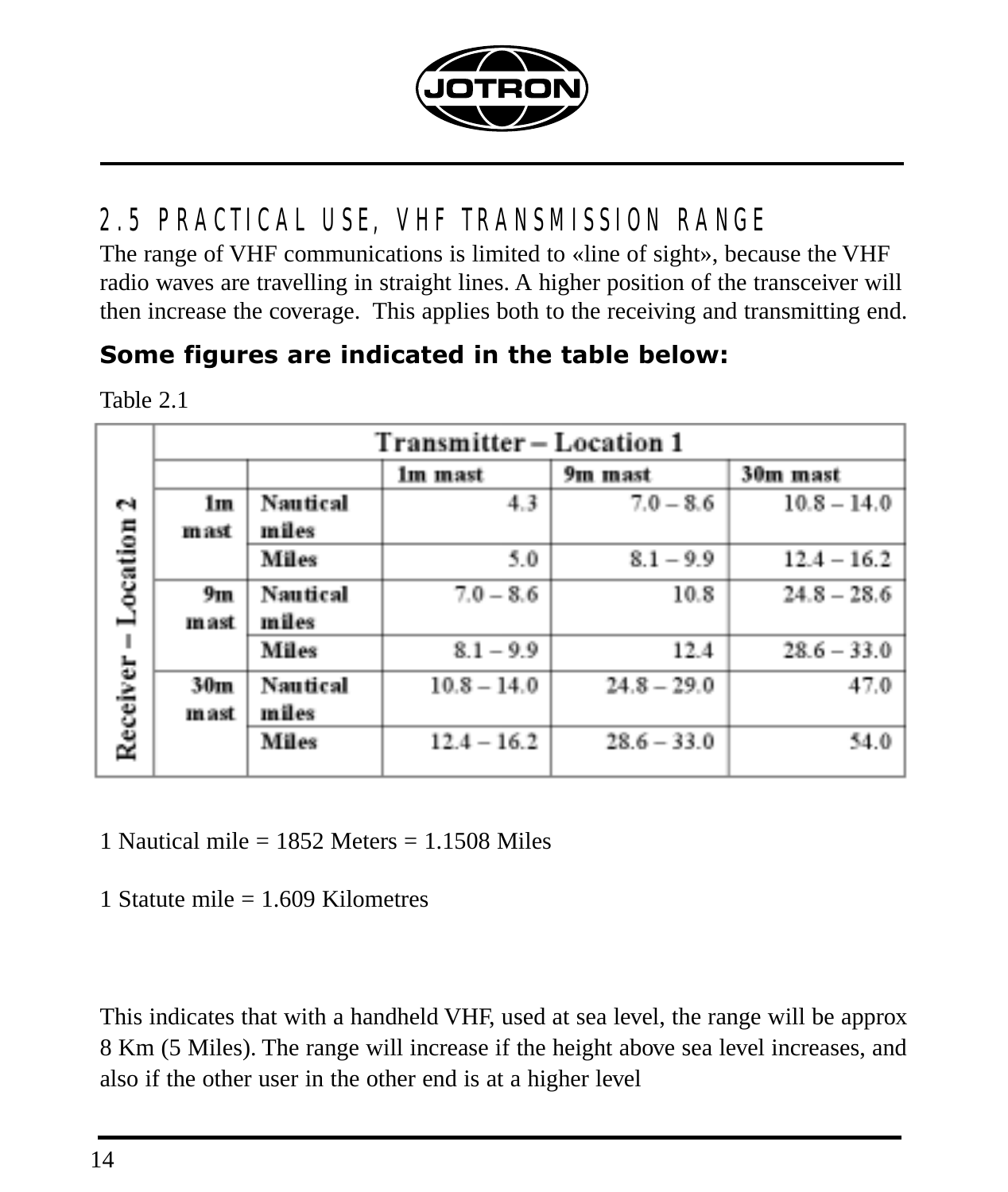## 2.5 PRACTICAL USE, VHF TRANSMISSION RANGE

The range of VHF communications is limited to «line of sight», because the VHF radio waves are travelling in straight lines. A higher position of the transceiver will then increase the coverage. This applies both to the receiving and transmitting end.

**Some figures are indicated in the table below:**

Table 2.1

| Receiver – Location 2 | | Transmitter – Location 1 | | |
|---|---|---|---|---|
| | | 1m mast | 9m mast | 30m mast |
| 1m mast | Nautical miles | 4.3 | 7.0 – 8.6 | 10.8 – 14.0 |
| | Miles | 5.0 | 8.1 – 9.9 | 12.4 – 16.2 |
| 9m mast | Nautical miles | 7.0 – 8.6 | 10.8 | 24.8 – 28.6 |
| | Miles | 8.1 – 9.9 | 12.4 | 28.6 – 33.0 |
| 30m mast | Nautical miles | 10.8 – 14.0 | 24.8 – 29.0 | 47.0 |
| | Miles | 12.4 – 16.2 | 28.6 – 33.0 | 54.0 |

1 Nautical mile = 1852 Meters = 1.1508 Miles

1 Statute mile = 1.609 Kilometres

This indicates that with a handheld VHF, used at sea level, the range will be approx 8 Km (5 Miles). The range will increase if the height above sea level increases, and also if the other user in the other end is at a higher level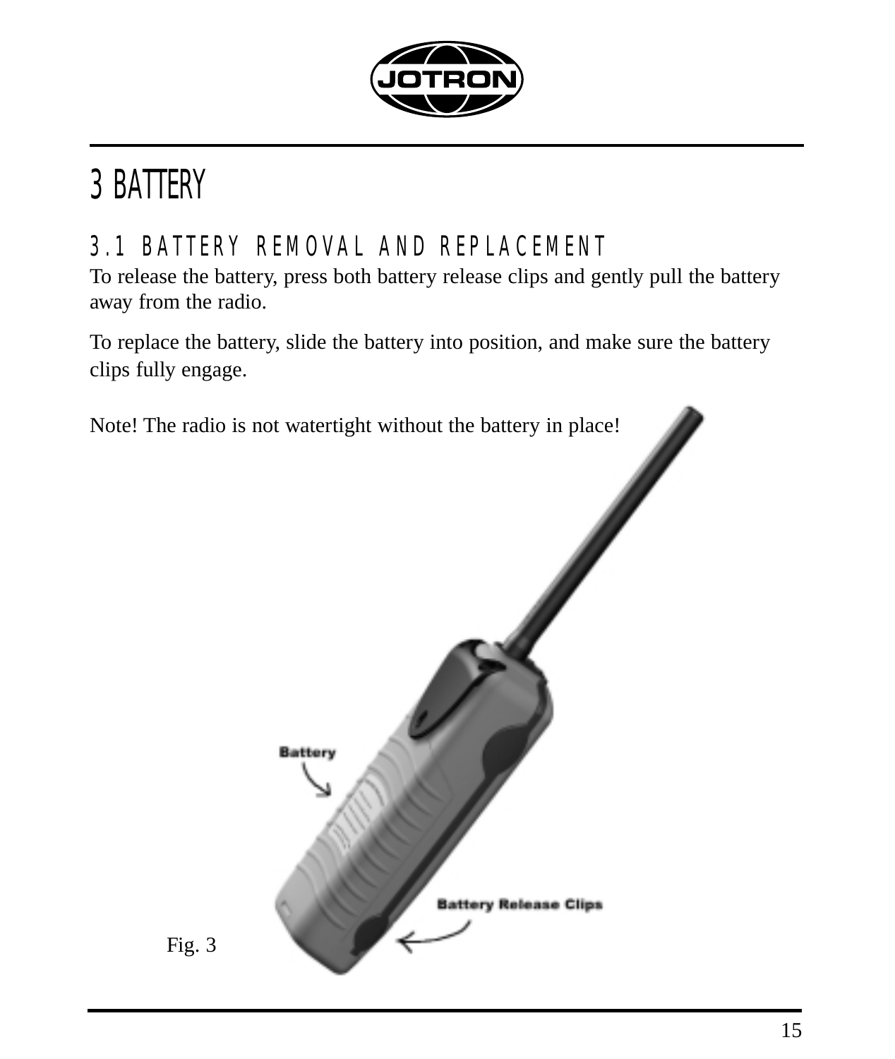# 3 BATTERY

## 3.1 BATTERY REMOVAL AND REPLACEMENT

To release the battery, press both battery release clips and gently pull the battery away from the radio.

To replace the battery, slide the battery into position, and make sure the battery clips fully engage.

Note! The radio is not watertight without the battery in place!

Battery

Battery Release Clips

Fig. 3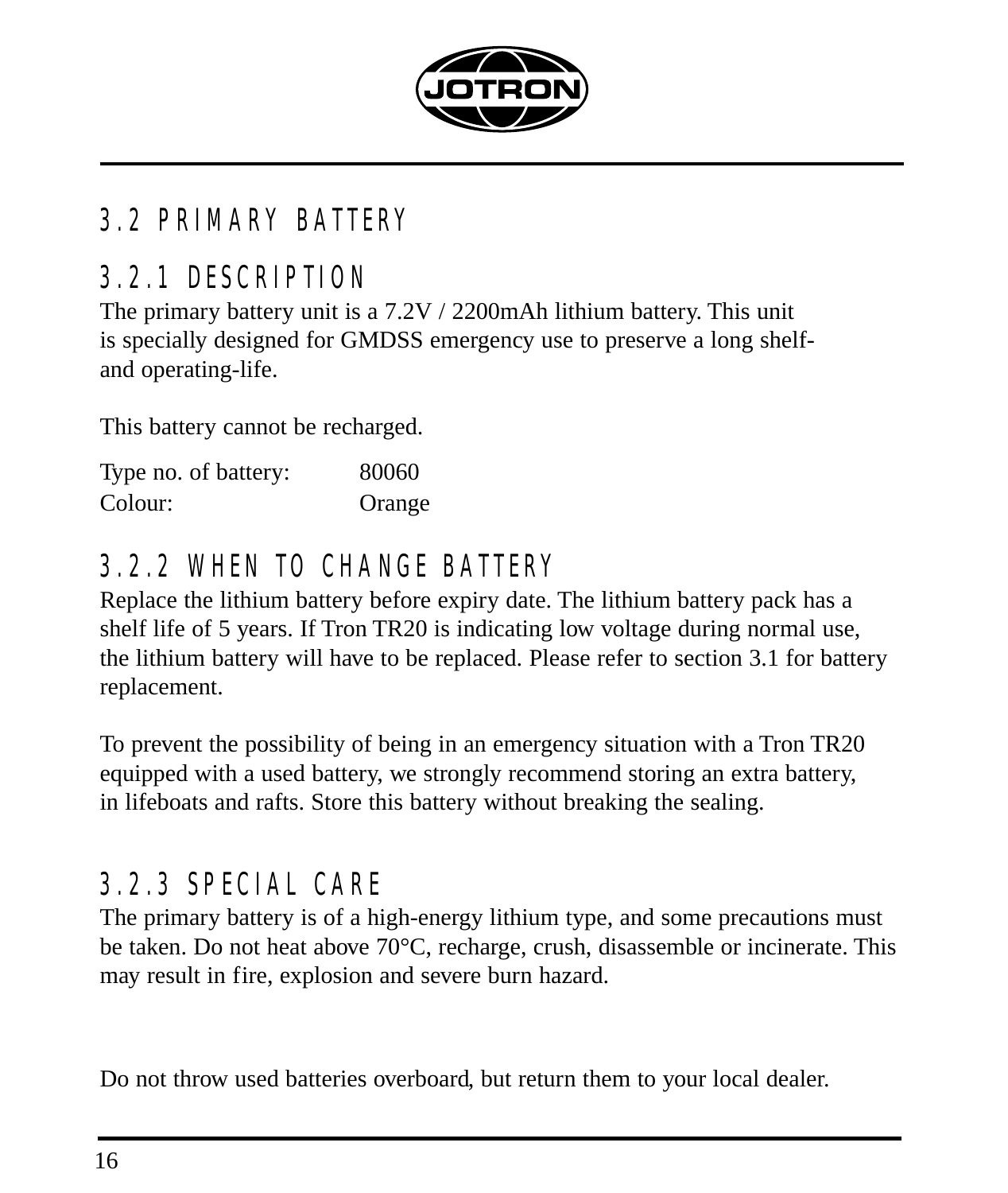## 3.2 PRIMARY BATTERY

### 3.2.1 DESCRIPTION

The primary battery unit is a 7.2V / 2200mAh lithium battery. This unit is specially designed for GMDSS emergency use to preserve a long shelf- and operating-life.

This battery cannot be recharged.

Type no. of battery: 80060
Colour: Orange

### 3.2.2 WHEN TO CHANGE BATTERY

Replace the lithium battery before expiry date. The lithium battery pack has a shelf life of 5 years. If Tron TR20 is indicating low voltage during normal use, the lithium battery will have to be replaced. Please refer to section 3.1 for battery replacement.

To prevent the possibility of being in an emergency situation with a Tron TR20 equipped with a used battery, we strongly recommend storing an extra battery, in lifeboats and rafts. Store this battery without breaking the sealing.

### 3.2.3 SPECIAL CARE

The primary battery is of a high-energy lithium type, and some precautions must be taken. Do not heat above 70°C, recharge, crush, disassemble or incinerate. This may result in fire, explosion and severe burn hazard.

Do not throw used batteries overboard, but return them to your local dealer.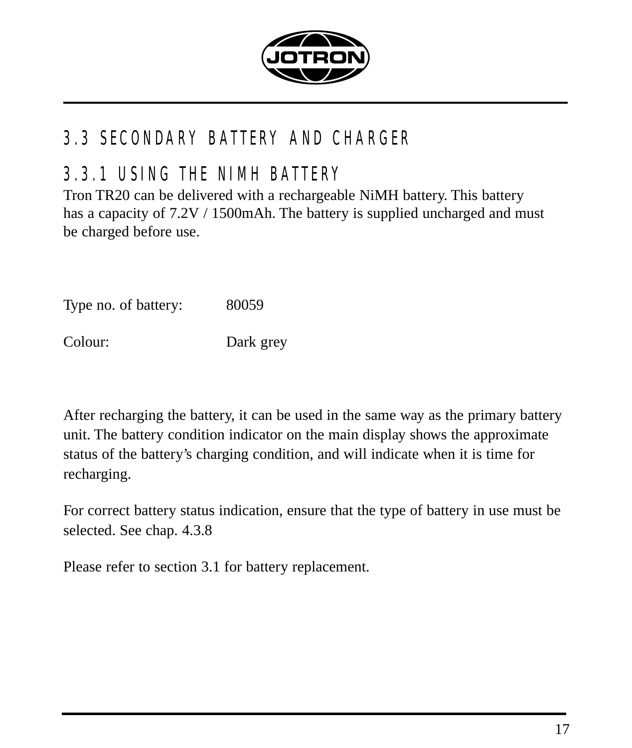## 3.3 SECONDARY BATTERY AND CHARGER

### 3.3.1 USING THE NIMH BATTERY

Tron TR20 can be delivered with a rechargeable NiMH battery. This battery has a capacity of 7.2V / 1500mAh. The battery is supplied uncharged and must be charged before use.

Type no. of battery: 80059

Colour: Dark grey

After recharging the battery, it can be used in the same way as the primary battery unit. The battery condition indicator on the main display shows the approximate status of the battery's charging condition, and will indicate when it is time for recharging.

For correct battery status indication, ensure that the type of battery in use must be selected. See chap. 4.3.8

Please refer to section 3.1 for battery replacement.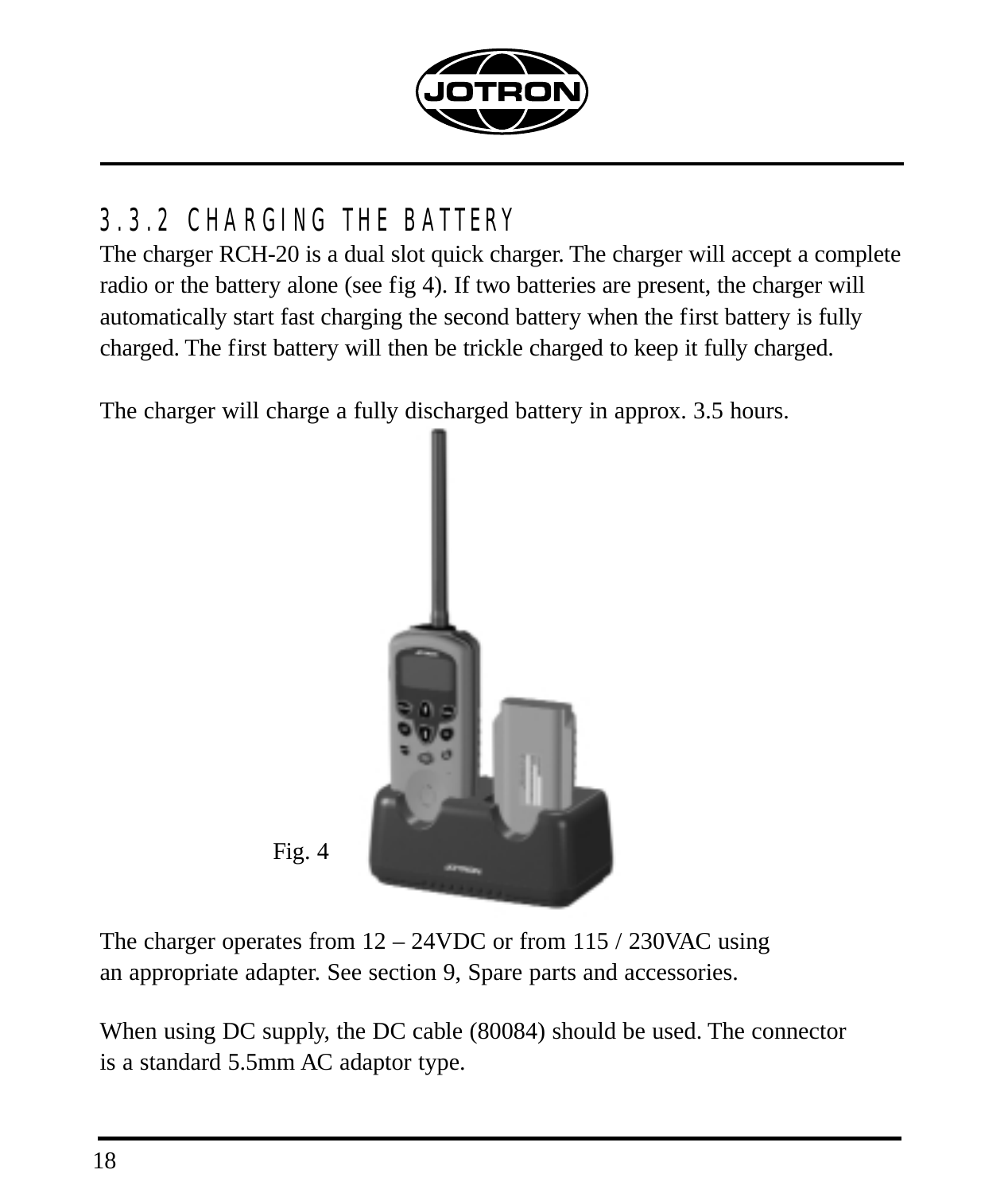### 3.3.2 CHARGING THE BATTERY

The charger RCH-20 is a dual slot quick charger. The charger will accept a complete radio or the battery alone (see fig 4). If two batteries are present, the charger will automatically start fast charging the second battery when the first battery is fully charged. The first battery will then be trickle charged to keep it fully charged.

The charger will charge a fully discharged battery in approx. 3.5 hours.

Fig. 4

The charger operates from 12 – 24VDC or from 115 / 230VAC using an appropriate adapter. See section 9, Spare parts and accessories.

When using DC supply, the DC cable (80084) should be used. The connector is a standard 5.5mm AC adaptor type.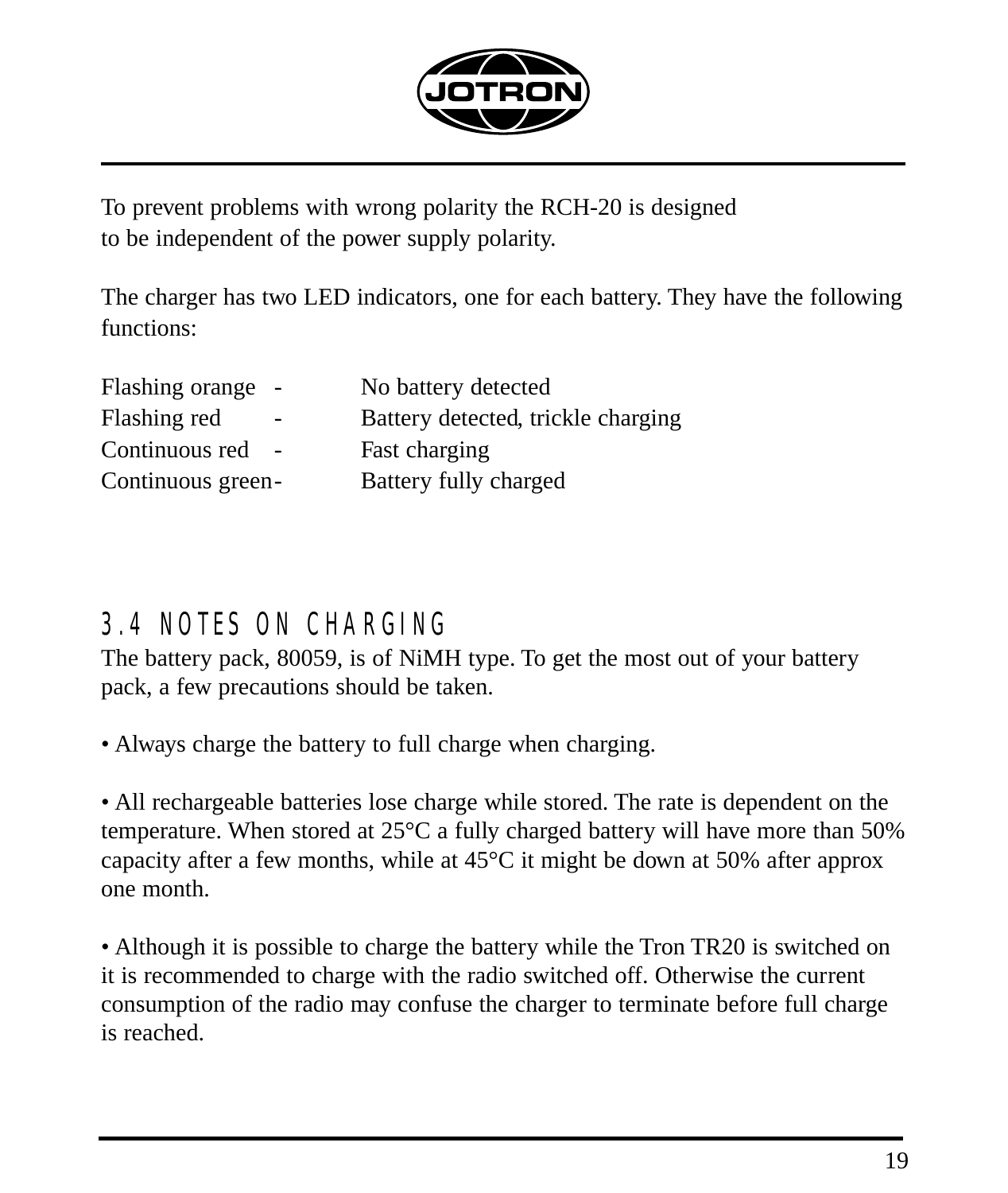To prevent problems with wrong polarity the RCH-20 is designed to be independent of the power supply polarity.

The charger has two LED indicators, one for each battery. They have the following functions:

| | | |
|---|---|---|
| Flashing orange | - | No battery detected |
| Flashing red | - | Battery detected, trickle charging |
| Continuous red | - | Fast charging |
| Continuous green | - | Battery fully charged |

## 3.4 NOTES ON CHARGING

The battery pack, 80059, is of NiMH type. To get the most out of your battery pack, a few precautions should be taken.

• Always charge the battery to full charge when charging.

• All rechargeable batteries lose charge while stored. The rate is dependent on the temperature. When stored at 25°C a fully charged battery will have more than 50% capacity after a few months, while at 45°C it might be down at 50% after approx one month.

• Although it is possible to charge the battery while the Tron TR20 is switched on it is recommended to charge with the radio switched off. Otherwise the current consumption of the radio may confuse the charger to terminate before full charge is reached.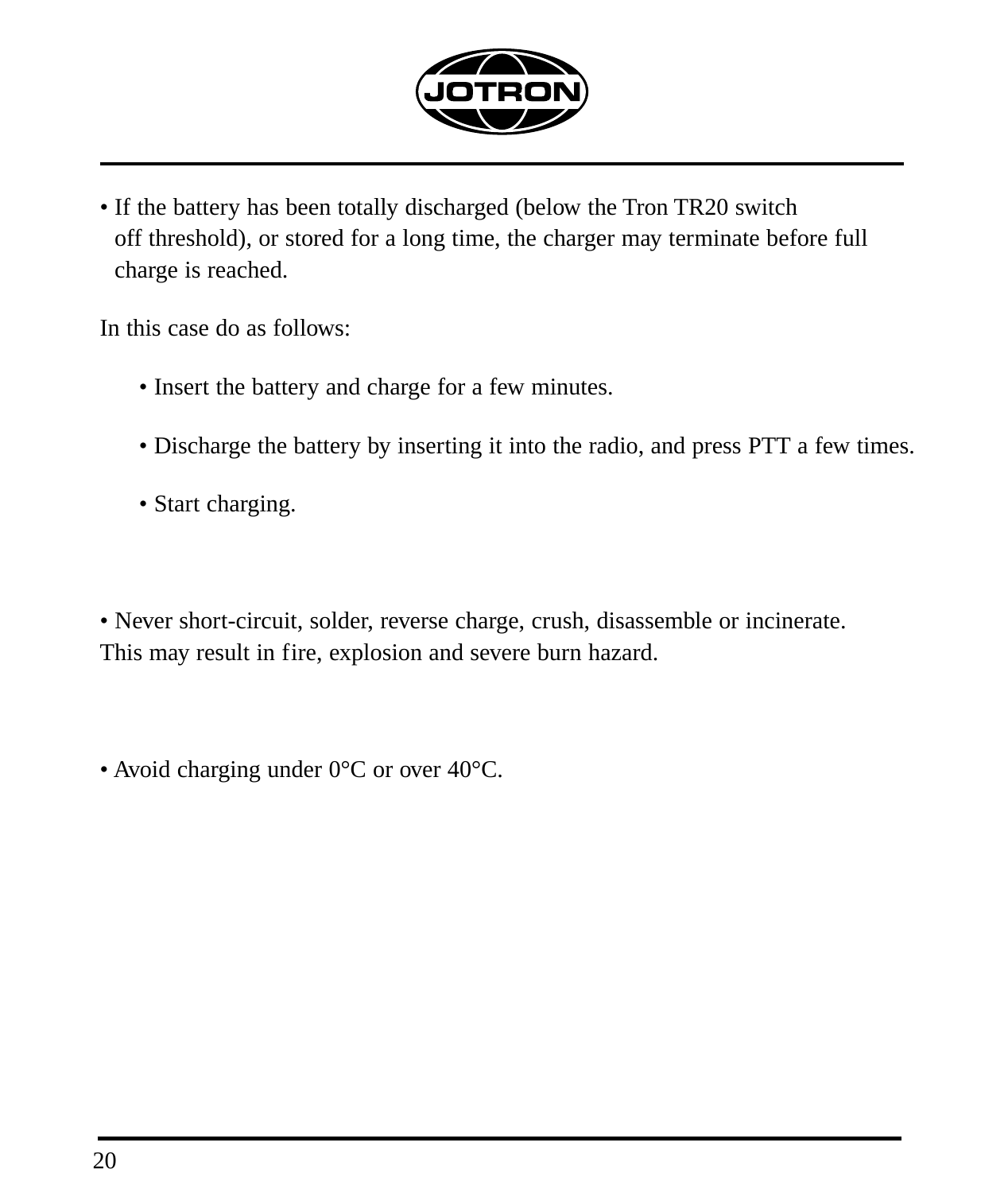- If the battery has been totally discharged (below the Tron TR20 switch off threshold), or stored for a long time, the charger may terminate before full charge is reached.

In this case do as follows:

  - Insert the battery and charge for a few minutes.
  - Discharge the battery by inserting it into the radio, and press PTT a few times.
  - Start charging.

- Never short-circuit, solder, reverse charge, crush, disassemble or incinerate.

This may result in fire, explosion and severe burn hazard.

- Avoid charging under 0°C or over 40°C.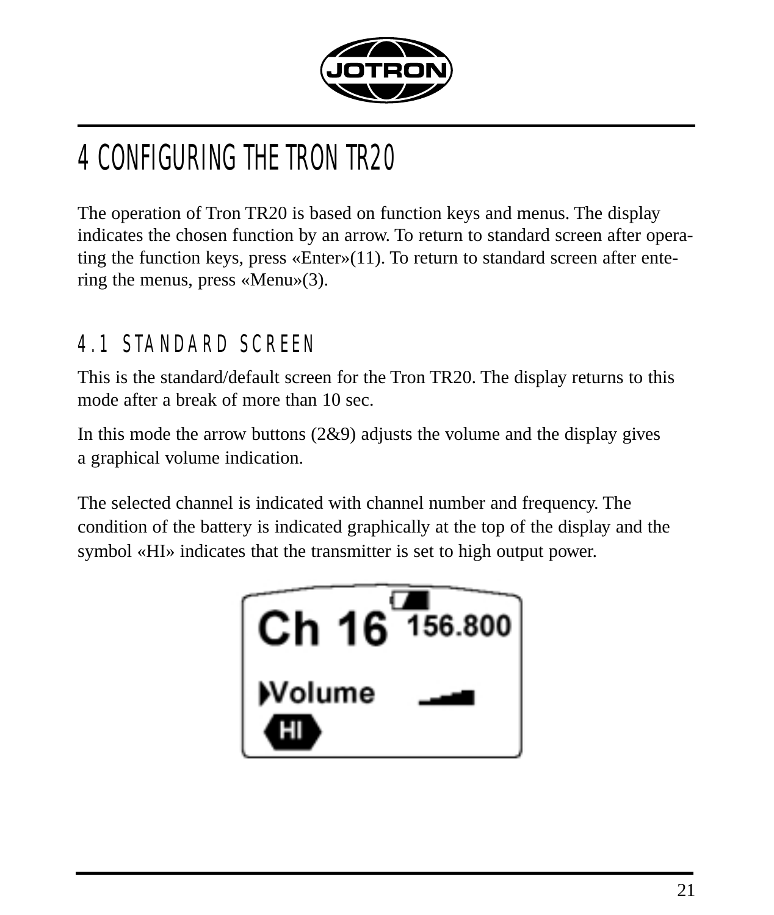# 4 CONFIGURING THE TRON TR20

The operation of Tron TR20 is based on function keys and menus. The display indicates the chosen function by an arrow. To return to standard screen after operating the function keys, press «Enter»(11). To return to standard screen after entering the menus, press «Menu»(3).

## 4.1 STANDARD SCREEN

This is the standard/default screen for the Tron TR20. The display returns to this mode after a break of more than 10 sec.

In this mode the arrow buttons (2&9) adjusts the volume and the display gives a graphical volume indication.

The selected channel is indicated with channel number and frequency. The condition of the battery is indicated graphically at the top of the display and the symbol «HI» indicates that the transmitter is set to high output power.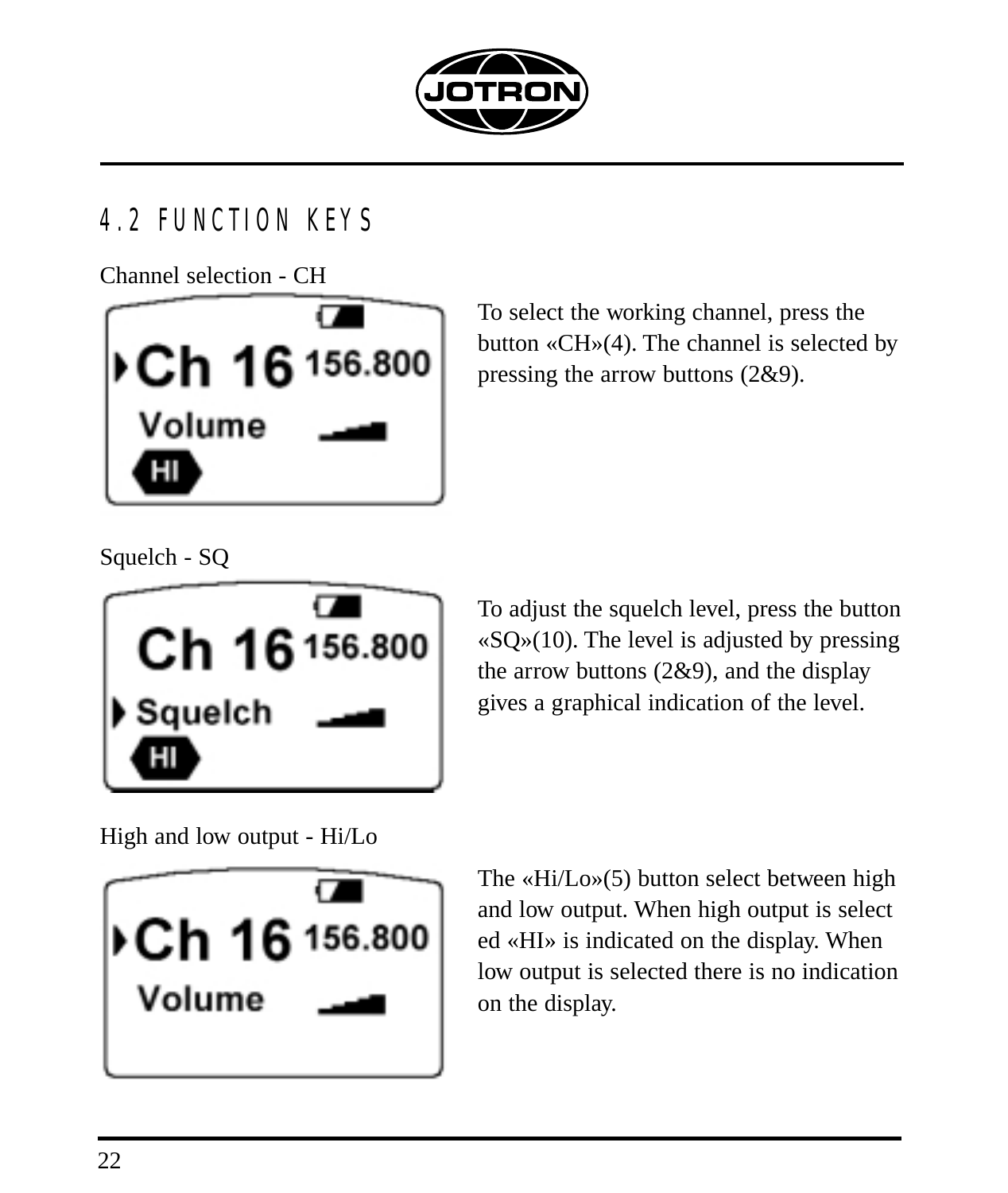## 4.2 FUNCTION KEYS

Channel selection - CH

To select the working channel, press the button «CH»(4). The channel is selected by pressing the arrow buttons (2&9).

Squelch - SQ

To adjust the squelch level, press the button «SQ»(10). The level is adjusted by pressing the arrow buttons (2&9), and the display gives a graphical indication of the level.

High and low output - Hi/Lo

The «Hi/Lo»(5) button select between high and low output. When high output is select ed «HI» is indicated on the display. When low output is selected there is no indication on the display.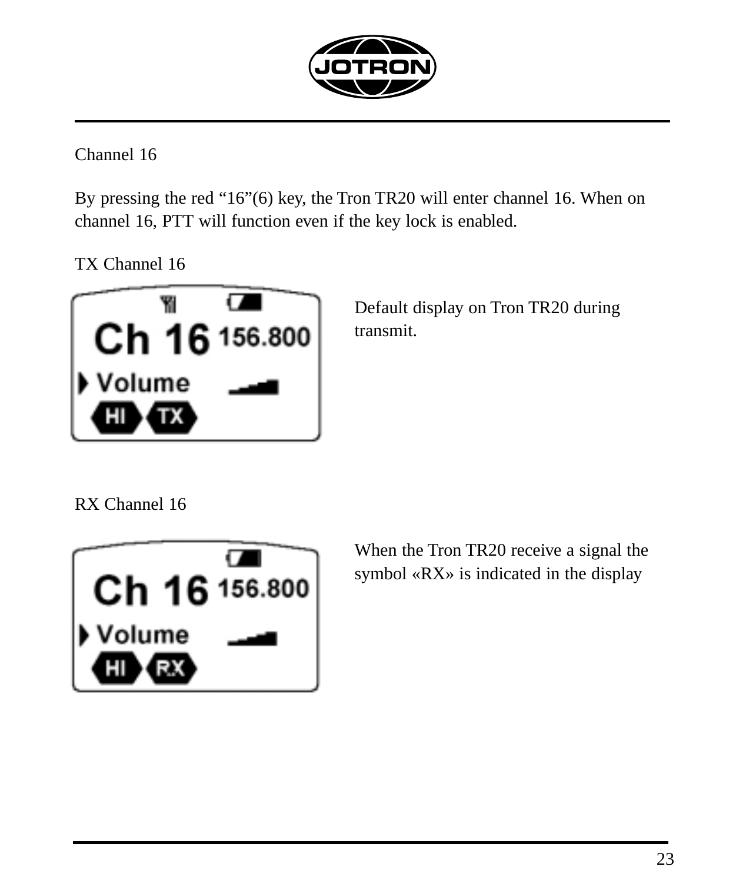## Channel 16

By pressing the red “16”(6) key, the Tron TR20 will enter channel 16. When on channel 16, PTT will function even if the key lock is enabled.

### TX Channel 16

Default display on Tron TR20 during transmit.

### RX Channel 16

When the Tron TR20 receive a signal the symbol «RX» is indicated in the display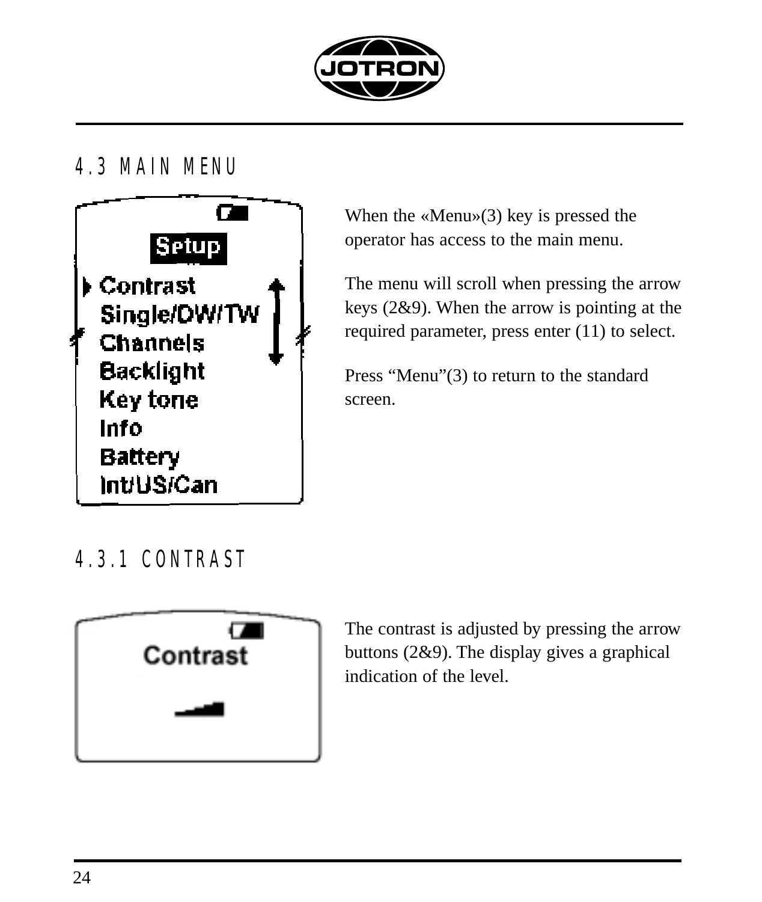## 4.3 MAIN MENU

When the «Menu»(3) key is pressed the operator has access to the main menu.

The menu will scroll when pressing the arrow keys (2&9). When the arrow is pointing at the required parameter, press enter (11) to select.

Press “Menu”(3) to return to the standard screen.

### 4.3.1 CONTRAST

The contrast is adjusted by pressing the arrow buttons (2&9). The display gives a graphical indication of the level.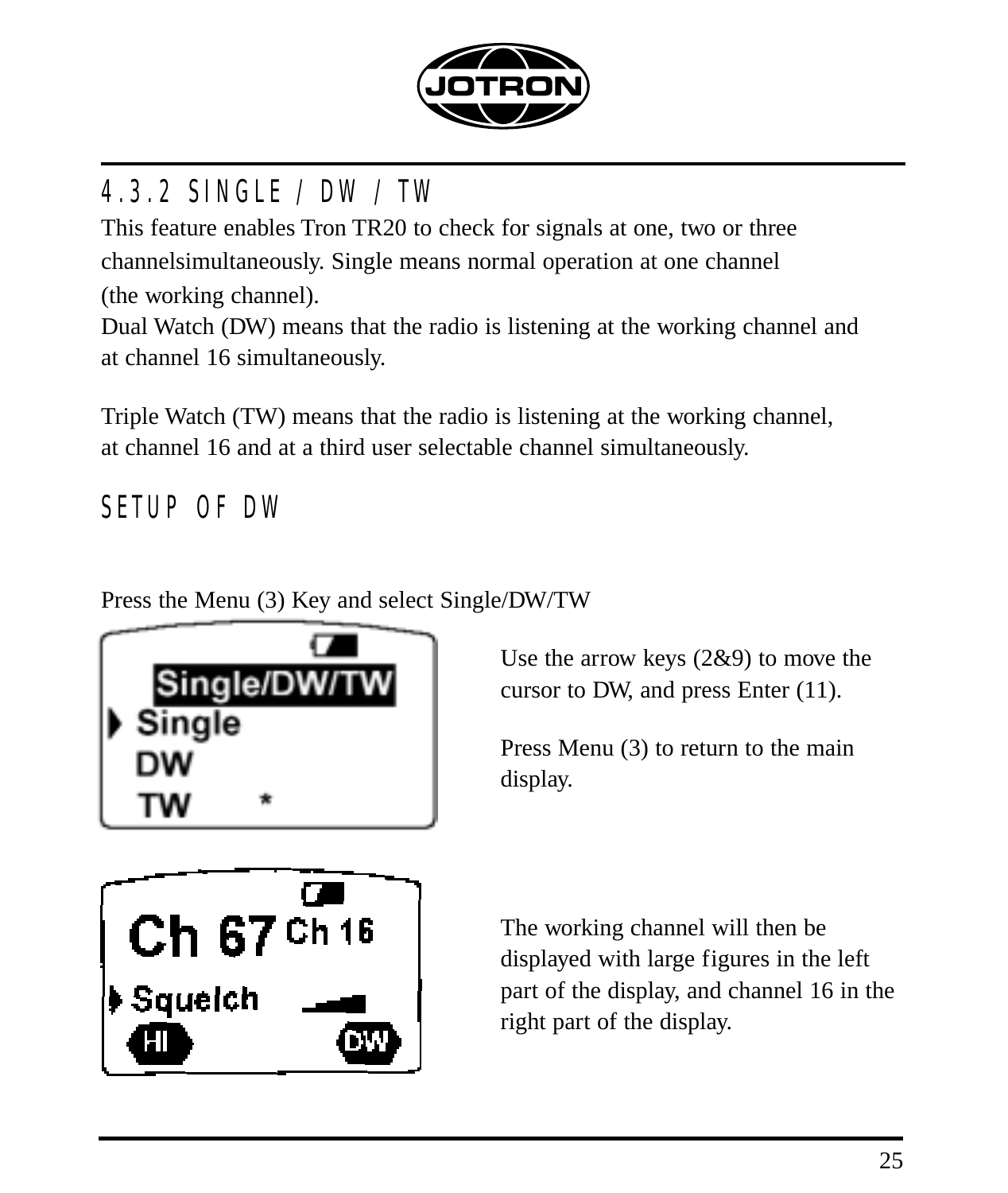## 4.3.2 SINGLE / DW / TW

This feature enables Tron TR20 to check for signals at one, two or three channelsimultaneously. Single means normal operation at one channel (the working channel).
Dual Watch (DW) means that the radio is listening at the working channel and at channel 16 simultaneously.

Triple Watch (TW) means that the radio is listening at the working channel, at channel 16 and at a third user selectable channel simultaneously.

## SETUP OF DW

Press the Menu (3) Key and select Single/DW/TW

Use the arrow keys (2&9) to move the cursor to DW, and press Enter (11).

Press Menu (3) to return to the main display.

The working channel will then be displayed with large figures in the left part of the display, and channel 16 in the right part of the display.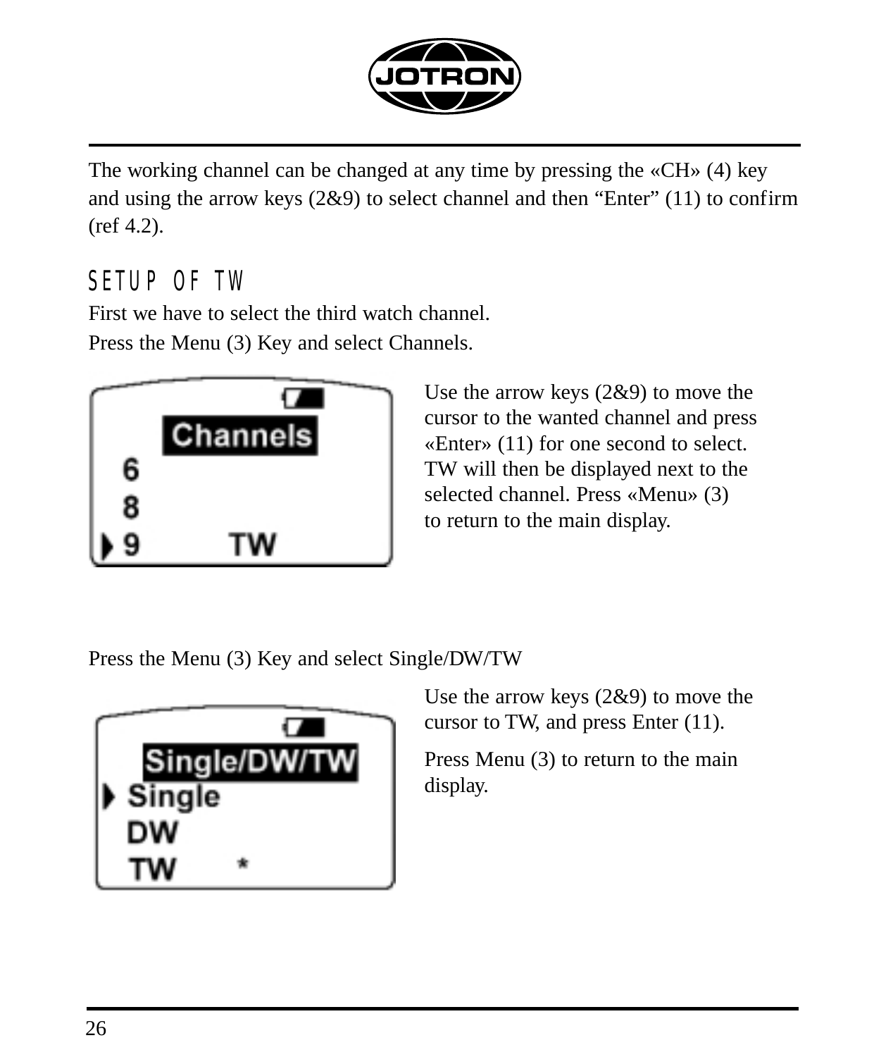The working channel can be changed at any time by pressing the «CH» (4) key and using the arrow keys (2&9) to select channel and then “Enter” (11) to confirm (ref 4.2).

## SETUP OF TW

First we have to select the third watch channel.

Press the Menu (3) Key and select Channels.

Use the arrow keys (2&9) to move the cursor to the wanted channel and press «Enter» (11) for one second to select. TW will then be displayed next to the selected channel. Press «Menu» (3) to return to the main display.

Press the Menu (3) Key and select Single/DW/TW

Use the arrow keys (2&9) to move the cursor to TW, and press Enter (11).

Press Menu (3) to return to the main display.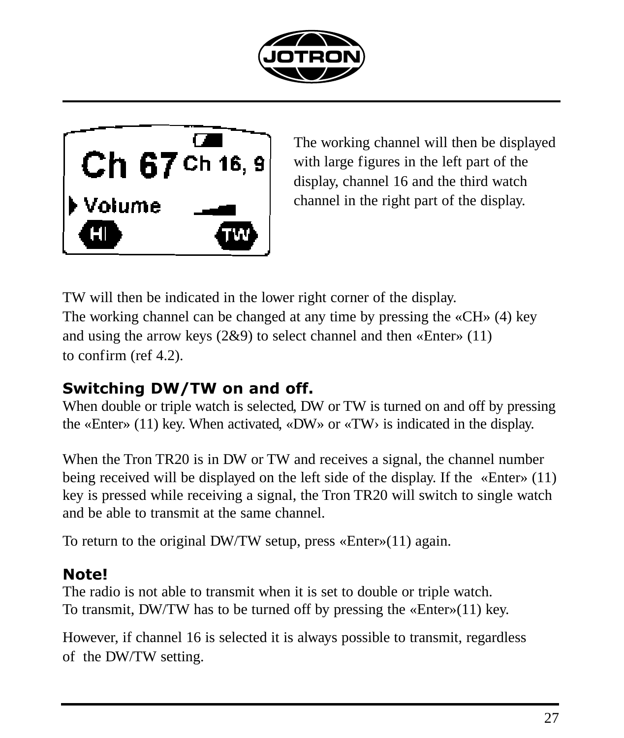The working channel will then be displayed with large figures in the left part of the display, channel 16 and the third watch channel in the right part of the display.

TW will then be indicated in the lower right corner of the display.
The working channel can be changed at any time by pressing the «CH» (4) key and using the arrow keys (2&9) to select channel and then «Enter» (11) to confirm (ref 4.2).

**Switching DW/TW on and off.**
When double or triple watch is selected, DW or TW is turned on and off by pressing the «Enter» (11) key. When activated, «DW» or «TW› is indicated in the display.

When the Tron TR20 is in DW or TW and receives a signal, the channel number being received will be displayed on the left side of the display. If the «Enter» (11) key is pressed while receiving a signal, the Tron TR20 will switch to single watch and be able to transmit at the same channel.

To return to the original DW/TW setup, press «Enter»(11) again.

**Note!**
The radio is not able to transmit when it is set to double or triple watch.
To transmit, DW/TW has to be turned off by pressing the «Enter»(11) key.

However, if channel 16 is selected it is always possible to transmit, regardless of the DW/TW setting.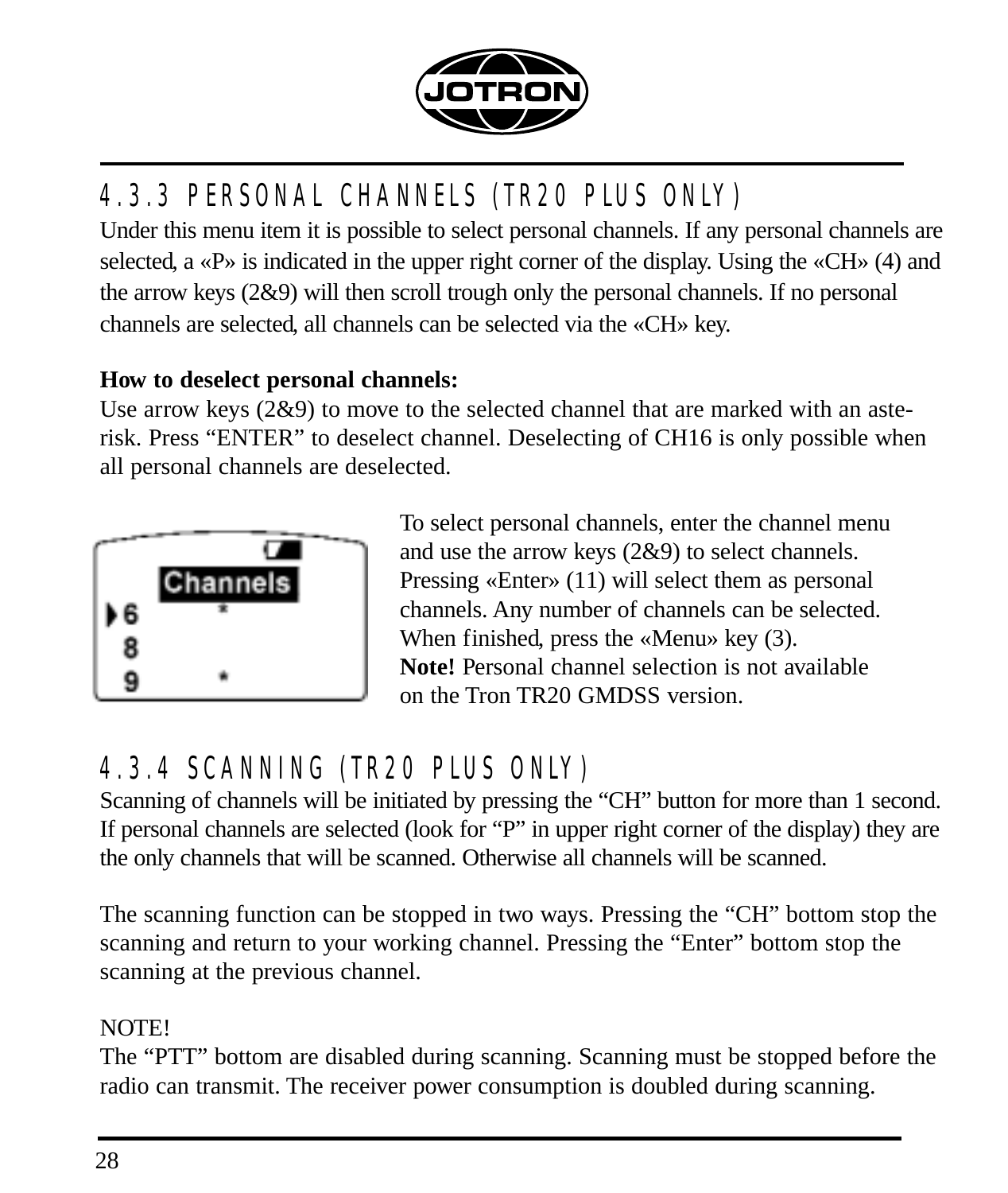## 4.3.3 PERSONAL CHANNELS (TR20 PLUS ONLY)

Under this menu item it is possible to select personal channels. If any personal channels are selected, a «P» is indicated in the upper right corner of the display. Using the «CH» (4) and the arrow keys (2&9) will then scroll trough only the personal channels. If no personal channels are selected, all channels can be selected via the «CH» key.

**How to deselect personal channels:**
Use arrow keys (2&9) to move to the selected channel that are marked with an asterisk. Press "ENTER" to deselect channel. Deselecting of CH16 is only possible when all personal channels are deselected.

To select personal channels, enter the channel menu and use the arrow keys (2&9) to select channels. Pressing «Enter» (11) will select them as personal channels. Any number of channels can be selected. When finished, press the «Menu» key (3).
**Note!** Personal channel selection is not available on the Tron TR20 GMDSS version.

## 4.3.4 SCANNING (TR20 PLUS ONLY)

Scanning of channels will be initiated by pressing the "CH" button for more than 1 second. If personal channels are selected (look for "P" in upper right corner of the display) they are the only channels that will be scanned. Otherwise all channels will be scanned.

The scanning function can be stopped in two ways. Pressing the "CH" bottom stop the scanning and return to your working channel. Pressing the "Enter" bottom stop the scanning at the previous channel.

NOTE!
The "PTT" bottom are disabled during scanning. Scanning must be stopped before the radio can transmit. The receiver power consumption is doubled during scanning.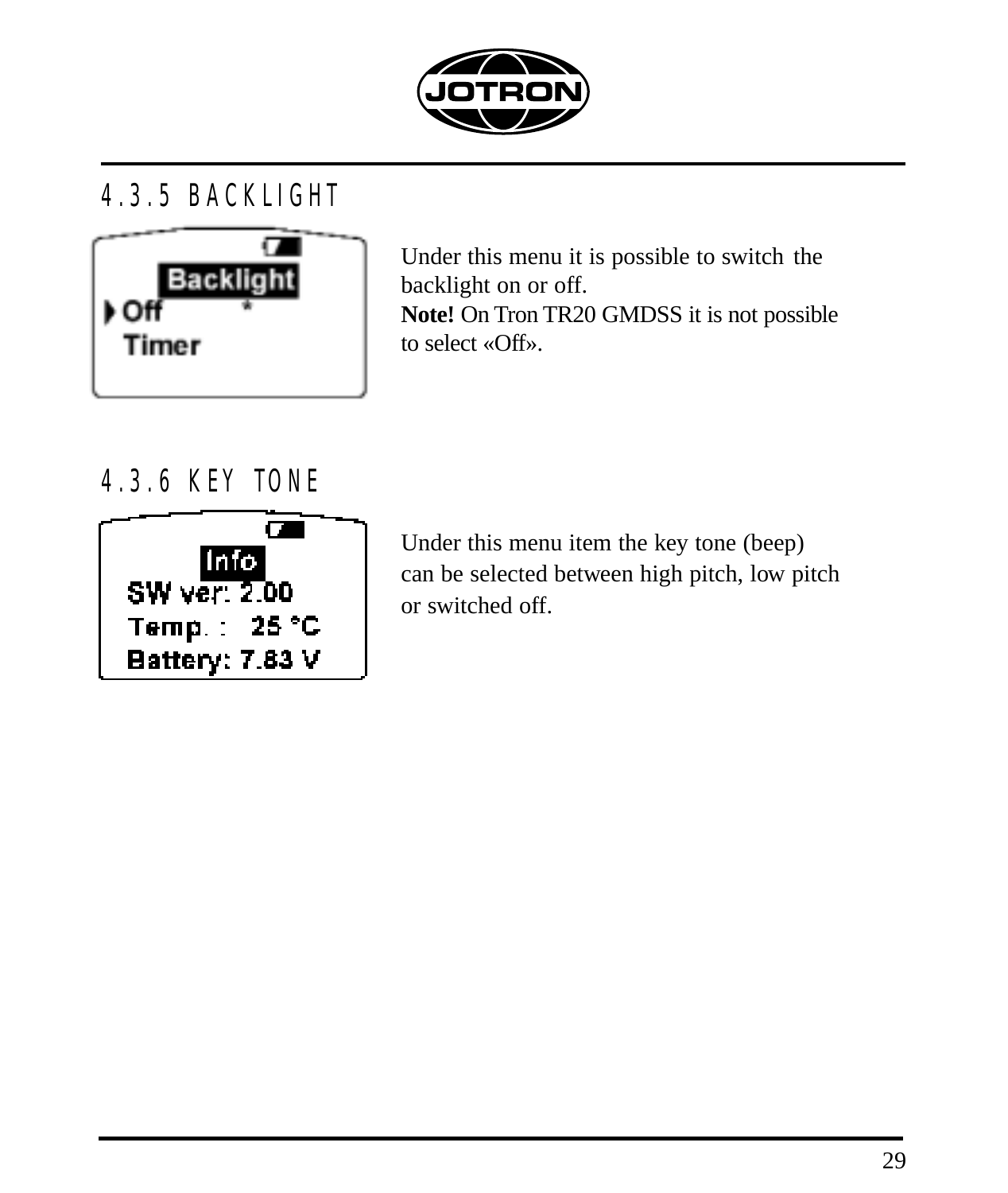## 4.3.5 BACKLIGHT

Under this menu it is possible to switch the backlight on or off.
**Note!** On Tron TR20 GMDSS it is not possible to select «Off».

## 4.3.6 KEY TONE

Under this menu item the key tone (beep) can be selected between high pitch, low pitch or switched off.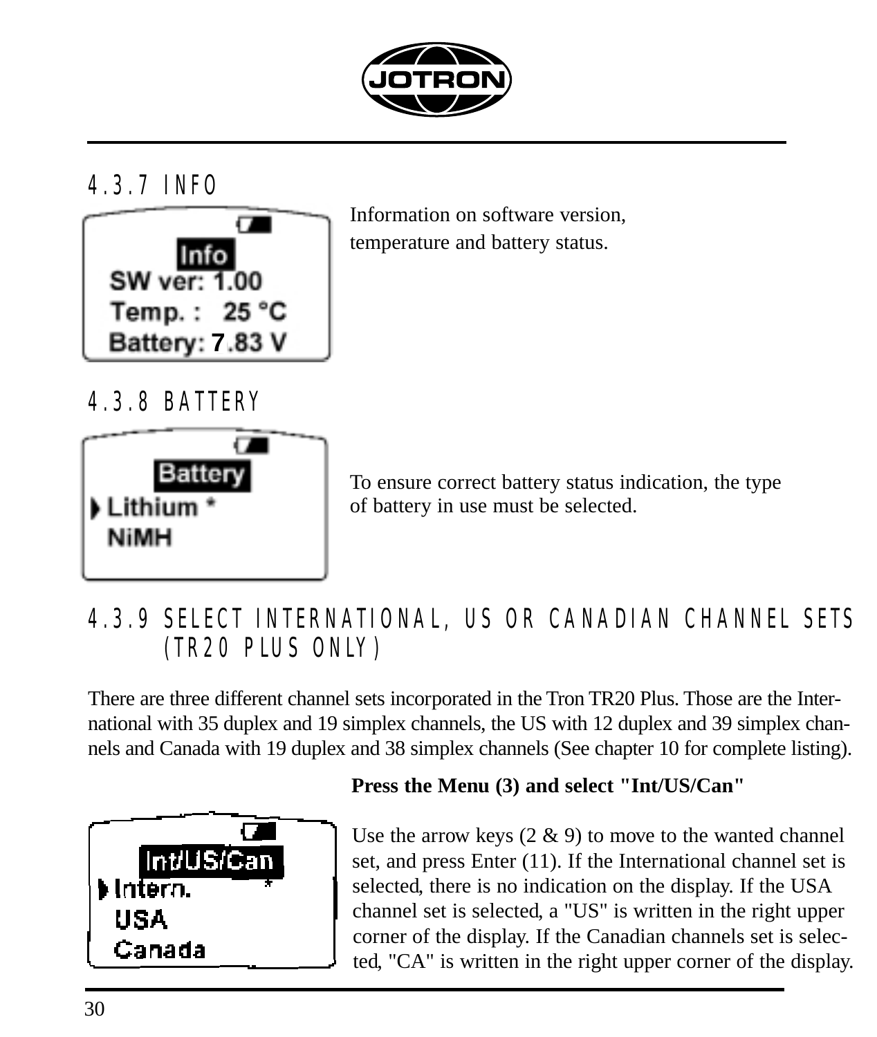## 4.3.7 INFO

Info
SW ver: 1.00
Temp. : 25 °C
Battery: 7.83 V

Information on software version, temperature and battery status.

## 4.3.8 BATTERY

Battery
Lithium *
NiMH

To ensure correct battery status indication, the type of battery in use must be selected.

## 4.3.9 SELECT INTERNATIONAL, US OR CANADIAN CHANNEL SETS (TR20 PLUS ONLY)

There are three different channel sets incorporated in the Tron TR20 Plus. Those are the International with 35 duplex and 19 simplex channels, the US with 12 duplex and 39 simplex channels and Canada with 19 duplex and 38 simplex channels (See chapter 10 for complete listing).

Int/US/Can
Intern. *
USA
Canada

**Press the Menu (3) and select "Int/US/Can"**

Use the arrow keys (2 & 9) to move to the wanted channel set, and press Enter (11). If the International channel set is selected, there is no indication on the display. If the USA channel set is selected, a "US" is written in the right upper corner of the display. If the Canadian channels set is selected, "CA" is written in the right upper corner of the display.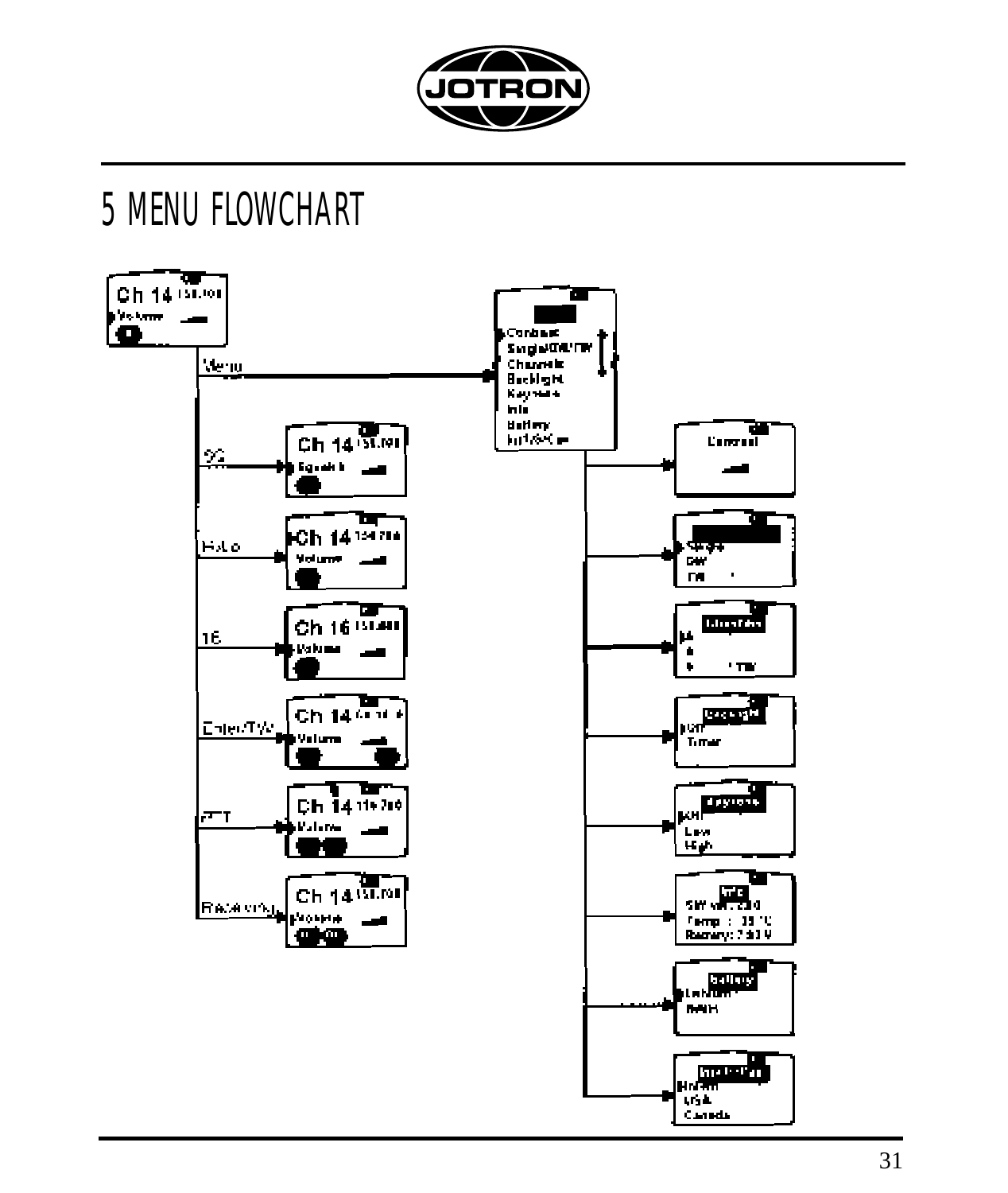# 5 MENU FLOWCHART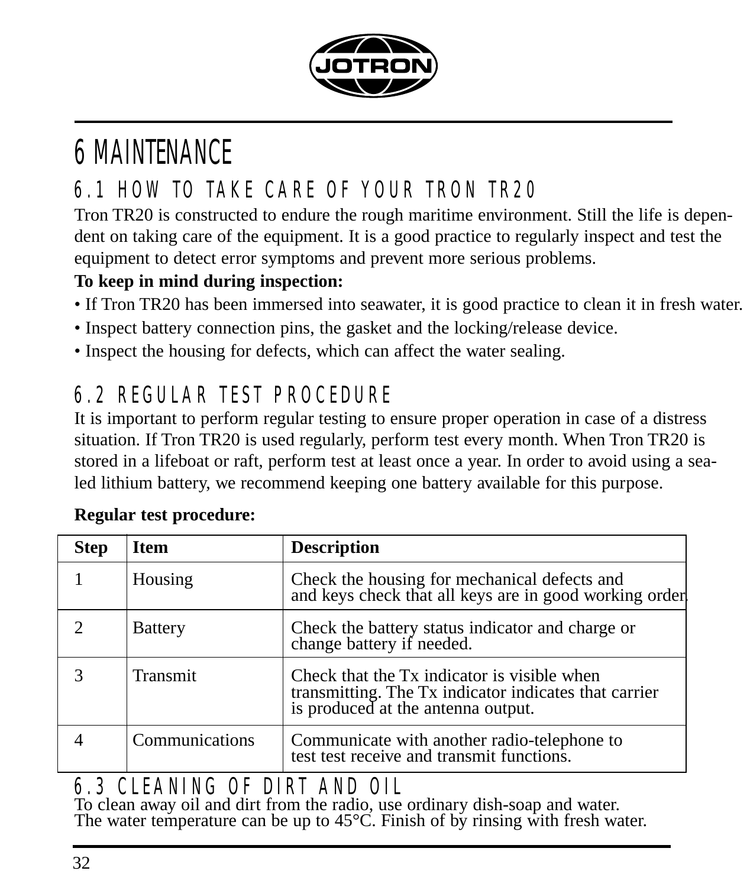#  6 MAINTENANCE

## 6.1 HOW TO TAKE CARE OF YOUR TRON TR20

Tron TR20 is constructed to endure the rough maritime environment. Still the life is dependent on taking care of the equipment. It is a good practice to regularly inspect and test the equipment to detect error symptoms and prevent more serious problems.

**To keep in mind during inspection:**

- If Tron TR20 has been immersed into seawater, it is good practice to clean it in fresh water.
- Inspect battery connection pins, the gasket and the locking/release device.
- Inspect the housing for defects, which can affect the water sealing.

## 6.2 REGULAR TEST PROCEDURE

It is important to perform regular testing to ensure proper operation in case of a distress situation. If Tron TR20 is used regularly, perform test every month. When Tron TR20 is stored in a lifeboat or raft, perform test at least once a year. In order to avoid using a sealed lithium battery, we recommend keeping one battery available for this purpose.

**Regular test procedure:**

| Step | Item | Description |
|---|---|---|
| 1 | Housing | Check the housing for mechanical defects and and keys check that all keys are in good working order. |
| 2 | Battery | Check the battery status indicator and charge or change battery if needed. |
| 3 | Transmit | Check that the Tx indicator is visible when transmitting. The Tx indicator indicates that carrier is produced at the antenna output. |
| 4 | Communications | Communicate with another radio-telephone to test test receive and transmit functions. |

## 6.3 CLEANING OF DIRT AND OIL

To clean away oil and dirt from the radio, use ordinary dish-soap and water.
The water temperature can be up to 45°C. Finish of by rinsing with fresh water.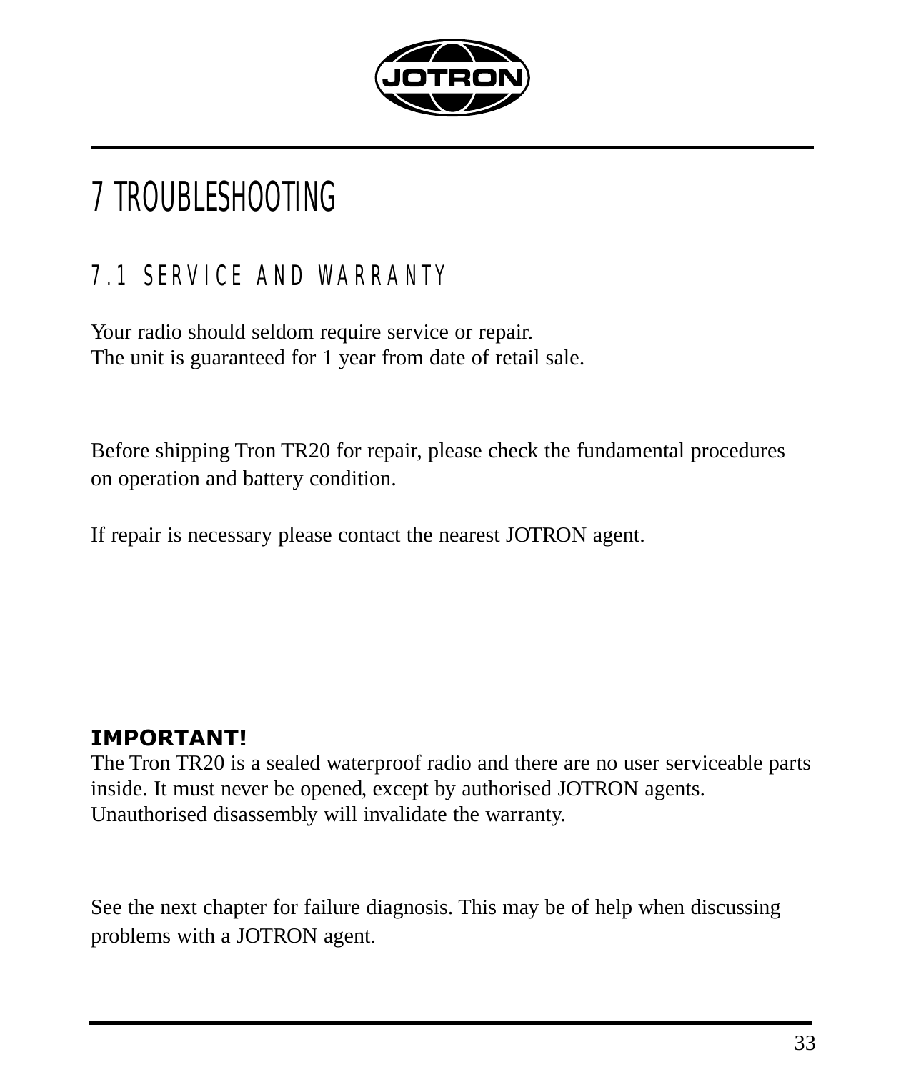# 7 TROUBLESHOOTING

## 7.1 SERVICE AND WARRANTY

Your radio should seldom require service or repair.
The unit is guaranteed for 1 year from date of retail sale.

Before shipping Tron TR20 for repair, please check the fundamental procedures on operation and battery condition.

If repair is necessary please contact the nearest JOTRON agent.

**IMPORTANT!**
The Tron TR20 is a sealed waterproof radio and there are no user serviceable parts inside. It must never be opened, except by authorised JOTRON agents. Unauthorised disassembly will invalidate the warranty.

See the next chapter for failure diagnosis. This may be of help when discussing problems with a JOTRON agent.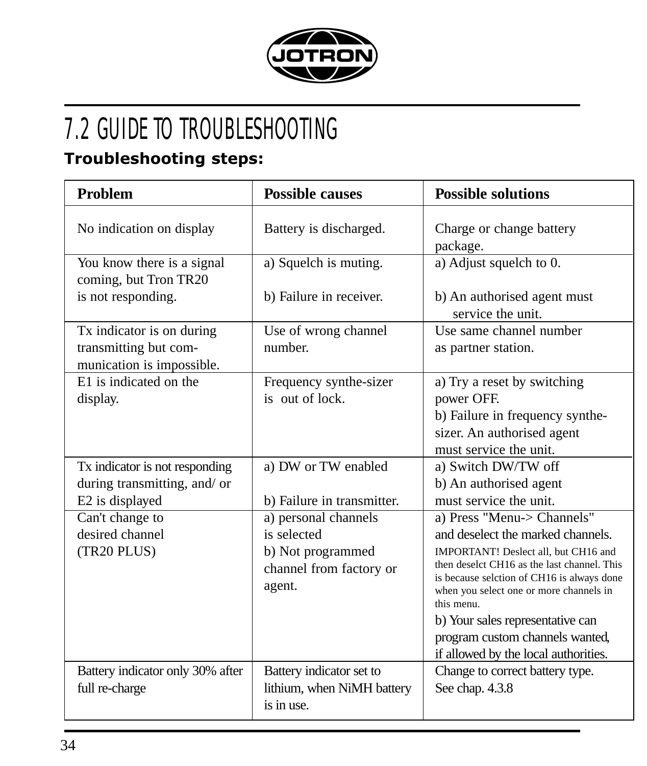## 7.2 GUIDE TO TROUBLESHOOTING

**Troubleshooting steps:**

| Problem | Possible causes | Possible solutions |
|---|---|---|
| No indication on display | Battery is discharged. | Charge or change battery package. |
| You know there is a signal coming, but Tron TR20 is not responding. | a) Squelch is muting.<br>b) Failure in receiver. | a) Adjust squelch to 0.<br>b) An authorised agent must service the unit. |
| Tx indicator is on during transmitting but com-munication is impossible. | Use of wrong channel number. | Use same channel number as partner station. |
| E1 is indicated on the display. | Frequency synthe-sizer is out of lock. | a) Try a reset by switching power OFF.<br>b) Failure in frequency synthe-sizer. An authorised agent must service the unit. |
| Tx indicator is not responding during transmitting, and/ or E2 is displayed | a) DW or TW enabled<br>b) Failure in transmitter. | a) Switch DW/TW off<br>b) An authorised agent must service the unit. |
| Can't change to desired channel (TR20 PLUS) | a) personal channels is selected<br>b) Not programmed channel from factory or agent. | a) Press "Menu-> Channels" and deselect the marked channels. IMPORTANT! Deslect all, but CH16 and then deselct CH16 as the last channel. This is because selction of CH16 is always done when you select one or more channels in this menu.<br>b) Your sales representative can program custom channels wanted, if allowed by the local authorities. |
| Battery indicator only 30% after full re-charge | Battery indicator set to lithium, when NiMH battery is in use. | Change to correct battery type. See chap. 4.3.8 |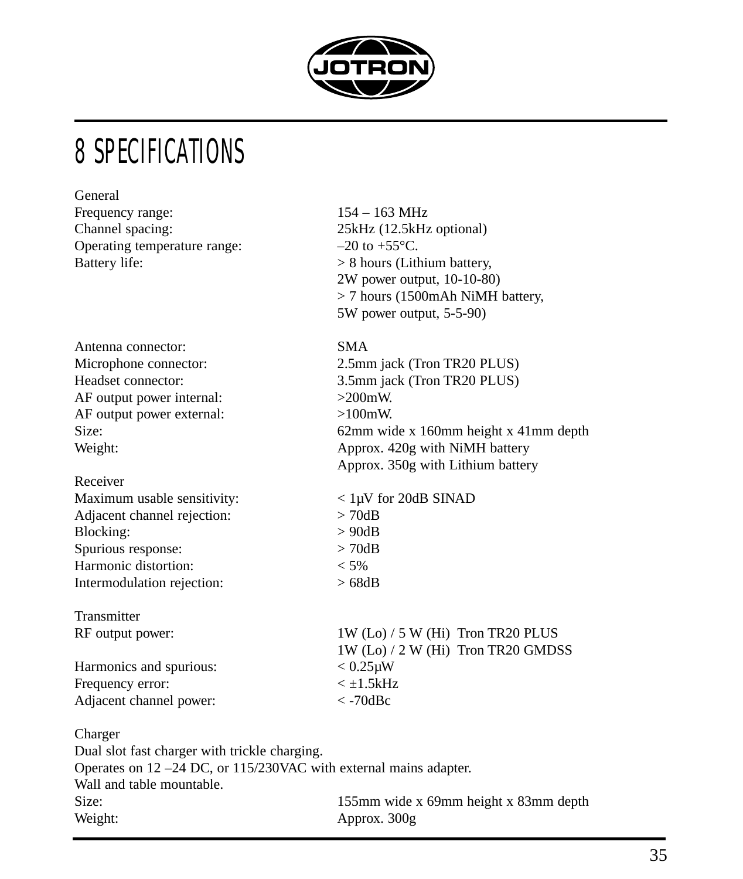# 8 SPECIFICATIONS

General

| | |
|---|---|
| Frequency range: | 154 – 163 MHz |
| Channel spacing: | 25kHz (12.5kHz optional) |
| Operating temperature range: | –20 to +55°C. |
| Battery life: | > 8 hours (Lithium battery, 2W power output, 10-10-80)<br>> 7 hours (1500mAh NiMH battery, 5W power output, 5-5-90) |
| Antenna connector: | SMA |
| Microphone connector: | 2.5mm jack (Tron TR20 PLUS) |
| Headset connector: | 3.5mm jack (Tron TR20 PLUS) |
| AF output power internal: | >200mW. |
| AF output power external: | >100mW. |
| Size: | 62mm wide x 160mm height x 41mm depth |
| Weight: | Approx. 420g with NiMH battery<br>Approx. 350g with Lithium battery |

Receiver

| | |
|---|---|
| Maximum usable sensitivity: | < 1µV for 20dB SINAD |
| Adjacent channel rejection: | > 70dB |
| Blocking: | > 90dB |
| Spurious response: | > 70dB |
| Harmonic distortion: | < 5% |
| Intermodulation rejection: | > 68dB |

Transmitter

| | |
|---|---|
| RF output power: | 1W (Lo) / 5 W (Hi) Tron TR20 PLUS<br>1W (Lo) / 2 W (Hi) Tron TR20 GMDSS |
| Harmonics and spurious: | < 0.25µW |
| Frequency error: | < ±1.5kHz |
| Adjacent channel power: | < -70dBc |

Charger

Dual slot fast charger with trickle charging.
Operates on 12 –24 DC, or 115/230VAC with external mains adapter.
Wall and table mountable.

| | |
|---|---|
| Size: | 155mm wide x 69mm height x 83mm depth |
| Weight: | Approx. 300g |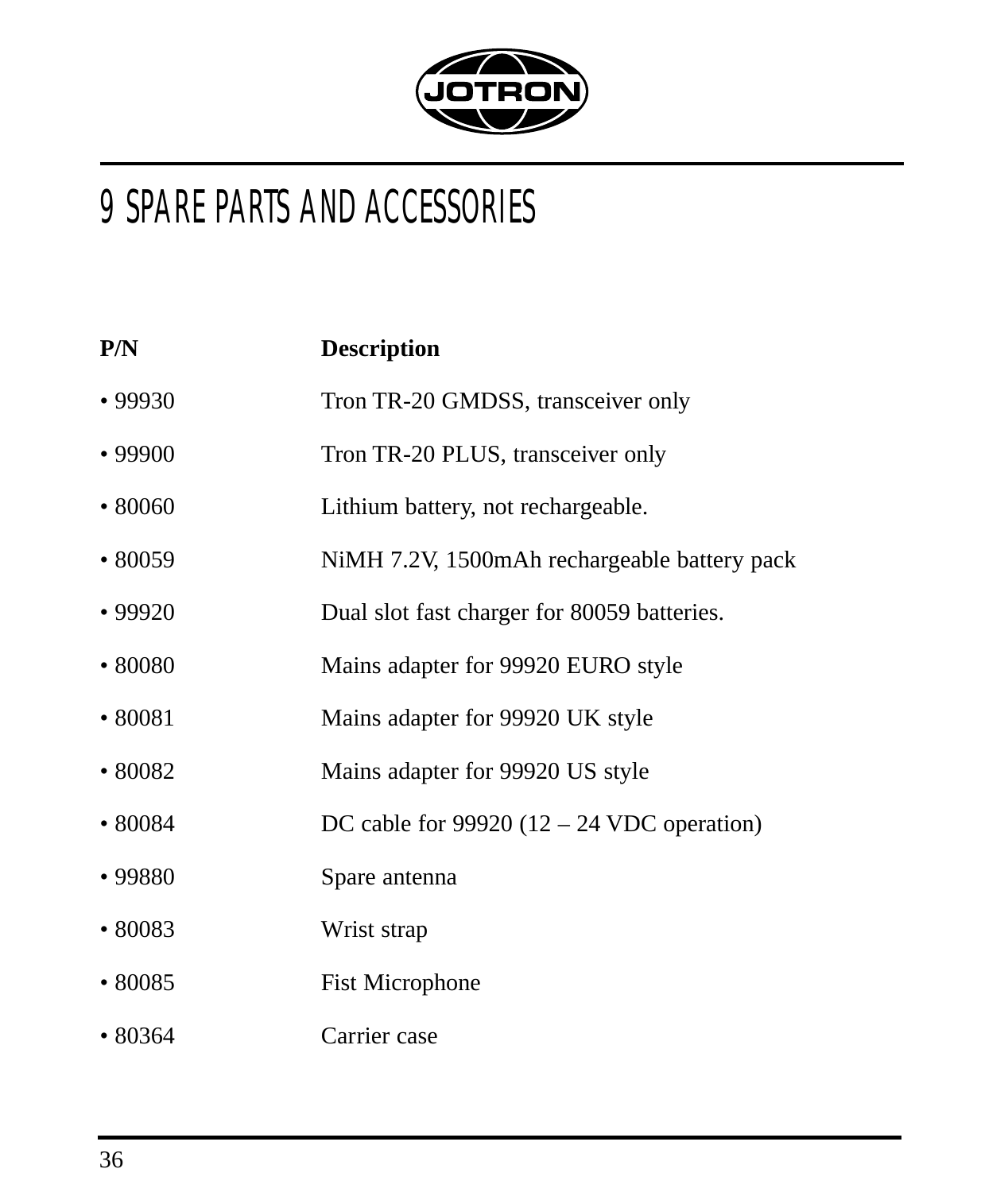# 9 SPARE PARTS AND ACCESSORIES

| P/N | Description |
|---|---|
| • 99930 | Tron TR-20 GMDSS, transceiver only |
| • 99900 | Tron TR-20 PLUS, transceiver only |
| • 80060 | Lithium battery, not rechargeable. |
| • 80059 | NiMH 7.2V, 1500mAh rechargeable battery pack |
| • 99920 | Dual slot fast charger for 80059 batteries. |
| • 80080 | Mains adapter for 99920 EURO style |
| • 80081 | Mains adapter for 99920 UK style |
| • 80082 | Mains adapter for 99920 US style |
| • 80084 | DC cable for 99920 (12 – 24 VDC operation) |
| • 99880 | Spare antenna |
| • 80083 | Wrist strap |
| • 80085 | Fist Microphone |
| • 80364 | Carrier case |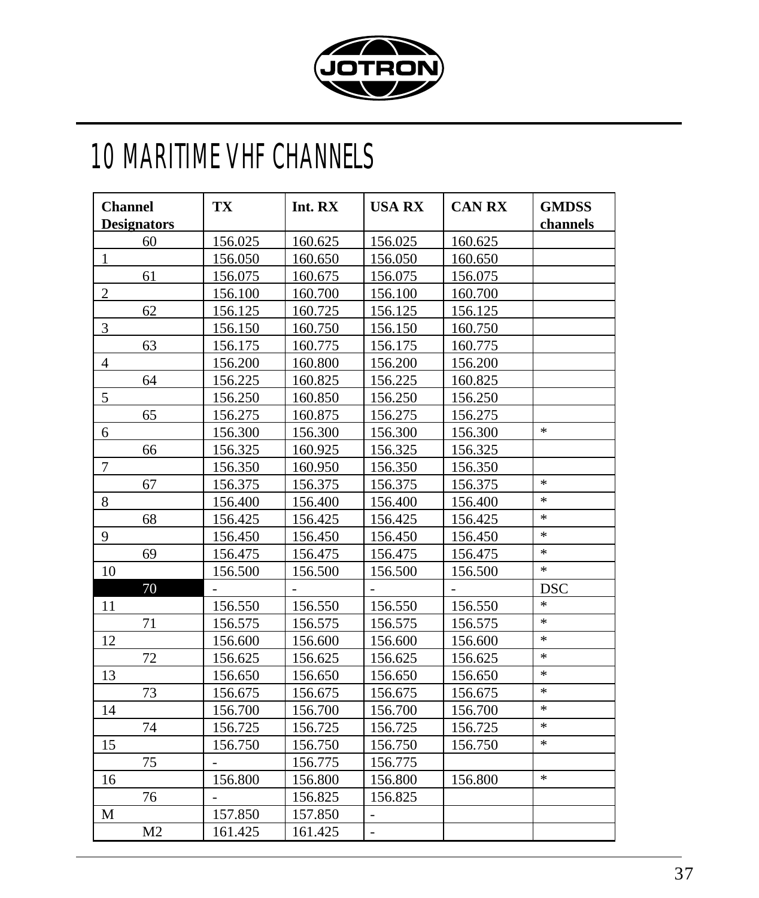# 10 MARITIME VHF CHANNELS

| Channel Designators | TX | Int. RX | USA RX | CAN RX | GMDSS channels |
|---|---|---|---|---|---|
| 60 | 156.025 | 160.625 | 156.025 | 160.625 | |
| 1 | 156.050 | 160.650 | 156.050 | 160.650 | |
| 61 | 156.075 | 160.675 | 156.075 | 156.075 | |
| 2 | 156.100 | 160.700 | 156.100 | 160.700 | |
| 62 | 156.125 | 160.725 | 156.125 | 156.125 | |
| 3 | 156.150 | 160.750 | 156.150 | 160.750 | |
| 63 | 156.175 | 160.775 | 156.175 | 160.775 | |
| 4 | 156.200 | 160.800 | 156.200 | 156.200 | |
| 64 | 156.225 | 160.825 | 156.225 | 160.825 | |
| 5 | 156.250 | 160.850 | 156.250 | 156.250 | |
| 65 | 156.275 | 160.875 | 156.275 | 156.275 | |
| 6 | 156.300 | 156.300 | 156.300 | 156.300 | * |
| 66 | 156.325 | 160.925 | 156.325 | 156.325 | |
| 7 | 156.350 | 160.950 | 156.350 | 156.350 | |
| 67 | 156.375 | 156.375 | 156.375 | 156.375 | * |
| 8 | 156.400 | 156.400 | 156.400 | 156.400 | * |
| 68 | 156.425 | 156.425 | 156.425 | 156.425 | * |
| 9 | 156.450 | 156.450 | 156.450 | 156.450 | * |
| 69 | 156.475 | 156.475 | 156.475 | 156.475 | * |
| 10 | 156.500 | 156.500 | 156.500 | 156.500 | * |
| 70 | - | - | - | - | DSC |
| 11 | 156.550 | 156.550 | 156.550 | 156.550 | * |
| 71 | 156.575 | 156.575 | 156.575 | 156.575 | * |
| 12 | 156.600 | 156.600 | 156.600 | 156.600 | * |
| 72 | 156.625 | 156.625 | 156.625 | 156.625 | * |
| 13 | 156.650 | 156.650 | 156.650 | 156.650 | * |
| 73 | 156.675 | 156.675 | 156.675 | 156.675 | * |
| 14 | 156.700 | 156.700 | 156.700 | 156.700 | * |
| 74 | 156.725 | 156.725 | 156.725 | 156.725 | * |
| 15 | 156.750 | 156.750 | 156.750 | 156.750 | * |
| 75 | - | 156.775 | 156.775 | | |
| 16 | 156.800 | 156.800 | 156.800 | 156.800 | * |
| 76 | - | 156.825 | 156.825 | | |
| M | 157.850 | 157.850 | - | | |
| M2 | 161.425 | 161.425 | - | | |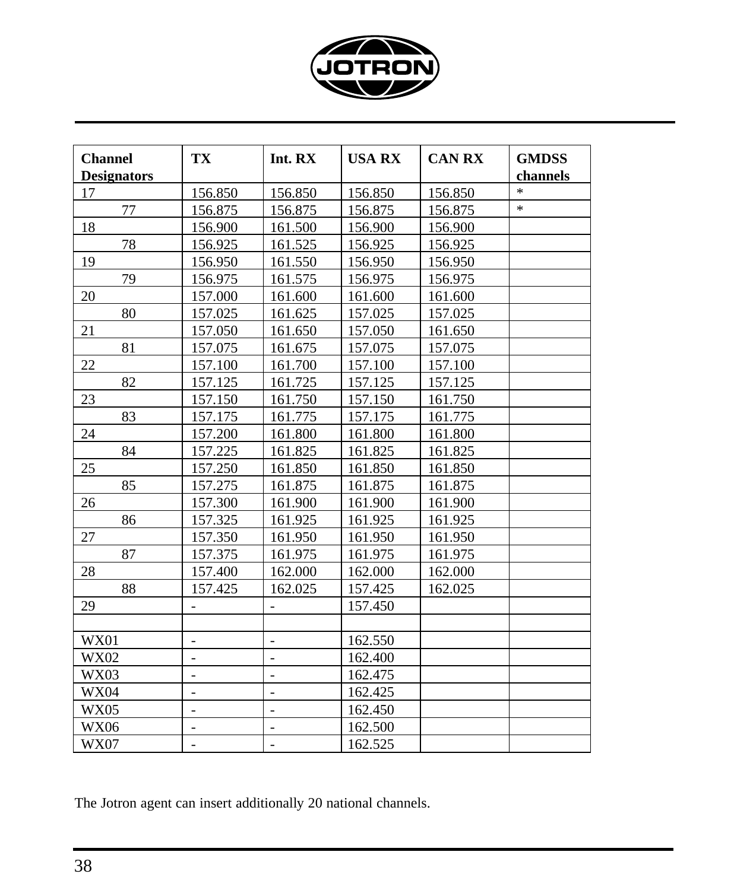| Channel Designators | TX | Int. RX | USA RX | CAN RX | GMDSS channels |
|---|---|---|---|---|---|
| 17 | 156.850 | 156.850 | 156.850 | 156.850 | * |
| 77 | 156.875 | 156.875 | 156.875 | 156.875 | * |
| 18 | 156.900 | 161.500 | 156.900 | 156.900 | |
| 78 | 156.925 | 161.525 | 156.925 | 156.925 | |
| 19 | 156.950 | 161.550 | 156.950 | 156.950 | |
| 79 | 156.975 | 161.575 | 156.975 | 156.975 | |
| 20 | 157.000 | 161.600 | 161.600 | 161.600 | |
| 80 | 157.025 | 161.625 | 157.025 | 157.025 | |
| 21 | 157.050 | 161.650 | 157.050 | 161.650 | |
| 81 | 157.075 | 161.675 | 157.075 | 157.075 | |
| 22 | 157.100 | 161.700 | 157.100 | 157.100 | |
| 82 | 157.125 | 161.725 | 157.125 | 157.125 | |
| 23 | 157.150 | 161.750 | 157.150 | 161.750 | |
| 83 | 157.175 | 161.775 | 157.175 | 161.775 | |
| 24 | 157.200 | 161.800 | 161.800 | 161.800 | |
| 84 | 157.225 | 161.825 | 161.825 | 161.825 | |
| 25 | 157.250 | 161.850 | 161.850 | 161.850 | |
| 85 | 157.275 | 161.875 | 161.875 | 161.875 | |
| 26 | 157.300 | 161.900 | 161.900 | 161.900 | |
| 86 | 157.325 | 161.925 | 161.925 | 161.925 | |
| 27 | 157.350 | 161.950 | 161.950 | 161.950 | |
| 87 | 157.375 | 161.975 | 161.975 | 161.975 | |
| 28 | 157.400 | 162.000 | 162.000 | 162.000 | |
| 88 | 157.425 | 162.025 | 157.425 | 162.025 | |
| 29 | - | - | 157.450 | | |
| | | | | | |
| WX01 | - | - | 162.550 | | |
| WX02 | - | - | 162.400 | | |
| WX03 | - | - | 162.475 | | |
| WX04 | - | - | 162.425 | | |
| WX05 | - | - | 162.450 | | |
| WX06 | - | - | 162.500 | | |
| WX07 | - | - | 162.525 | | |

The Jotron agent can insert additionally 20 national channels.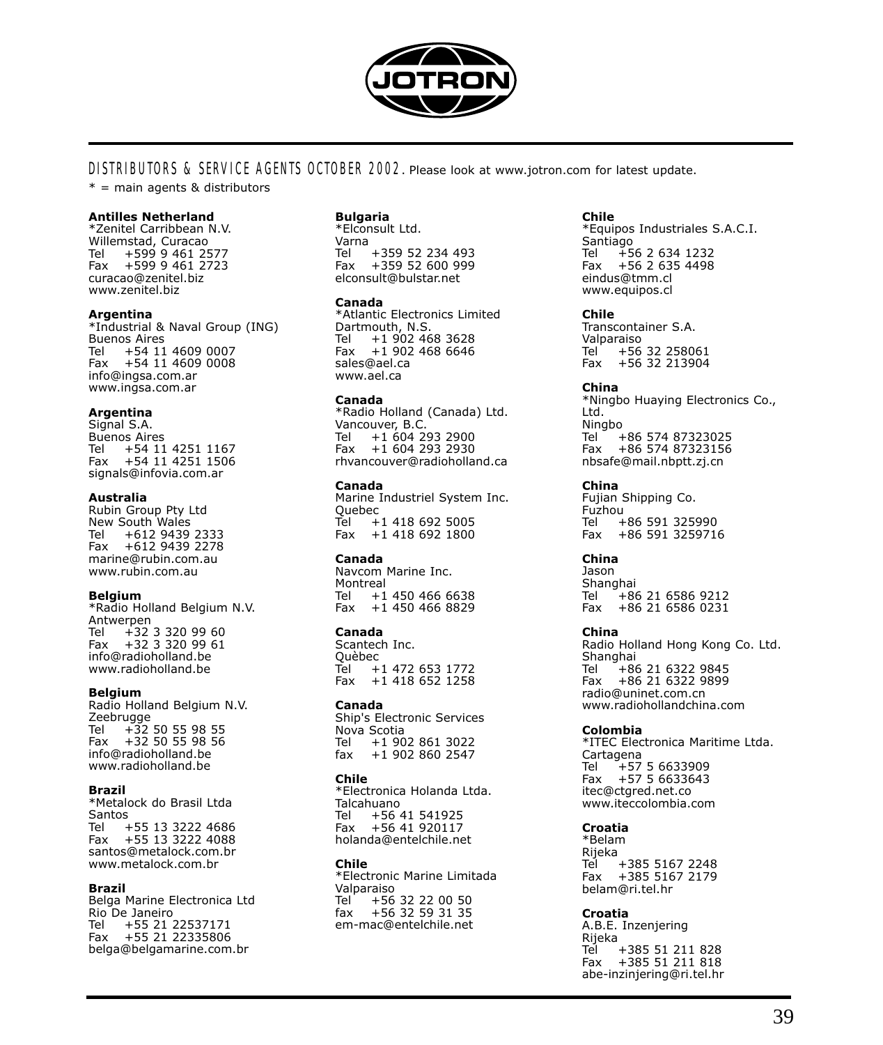JOTRON

DISTRIBUTORS & SERVICE AGENTS OCTOBER 2002. Please look at www.jotron.com for latest update.

* = main agents & distributors

**Antilles Netherland**
*Zenitel Carribbean N.V.
Willemstad, Curacao
Tel +599 9 461 2577
Fax +599 9 461 2723
curacao@zenitel.biz
www.zenitel.biz

**Argentina**
*Industrial & Naval Group (ING)
Buenos Aires
Tel +54 11 4609 0007
Fax +54 11 4609 0008
info@ingsa.com.ar
www.ingsa.com.ar

**Argentina**
Signal S.A.
Buenos Aires
Tel +54 11 4251 1167
Fax +54 11 4251 1506
signals@infovia.com.ar

**Australia**
Rubin Group Pty Ltd
New South Wales
Tel +612 9439 2333
Fax +612 9439 2278
marine@rubin.com.au
www.rubin.com.au

**Belgium**
*Radio Holland Belgium N.V.
Antwerpen
Tel +32 3 320 99 60
Fax +32 3 320 99 61
info@radioholland.be
www.radioholland.be

**Belgium**
Radio Holland Belgium N.V.
Zeebrugge
Tel +32 50 55 98 55
Fax +32 50 55 98 56
info@radioholland.be
www.radioholland.be

**Brazil**
*Metalock do Brasil Ltda
Santos
Tel +55 13 3222 4686
Fax +55 13 3222 4088
santos@metalock.com.br
www.metalock.com.br

**Brazil**
Belga Marine Electronica Ltd
Rio De Janeiro
Tel +55 21 22537171
Fax +55 21 22335806
belga@belgamarine.com.br

**Bulgaria**
*Elconsult Ltd.
Varna
Tel +359 52 234 493
Fax +359 52 600 999
elconsult@bulstar.net

**Canada**
*Atlantic Electronics Limited
Dartmouth, N.S.
Tel +1 902 468 3628
Fax +1 902 468 6646
sales@ael.ca
www.ael.ca

**Canada**
*Radio Holland (Canada) Ltd.
Vancouver, B.C.
Tel +1 604 293 2900
Fax +1 604 293 2930
rhvancouver@radioholland.ca

**Canada**
Marine Industriel System Inc.
Quebec
Tel +1 418 692 5005
Fax +1 418 692 1800

**Canada**
Navcom Marine Inc.
Montreal
Tel +1 450 466 6638
Fax +1 450 466 8829

**Canada**
Scantech Inc.
Quèbec
Tel +1 472 653 1772
Fax +1 418 652 1258

**Canada**
Ship's Electronic Services
Nova Scotia
Tel +1 902 861 3022
fax +1 902 860 2547

**Chile**
*Electronica Holanda Ltda.
Talcahuano
Tel +56 41 541925
Fax +56 41 920117
holanda@entelchile.net

**Chile**
*Electronic Marine Limitada
Valparaiso
Tel +56 32 22 00 50
fax +56 32 59 31 35
em-mac@entelchile.net

**Chile**
*Equipos Industriales S.A.C.I.
Santiago
Tel +56 2 634 1232
Fax +56 2 635 4498
eindus@tmm.cl
www.equipos.cl

**Chile**
Transcontainer S.A.
Valparaiso
Tel +56 32 258061
Fax +56 32 213904

**China**
*Ningbo Huaying Electronics Co., Ltd.
Ningbo
Tel +86 574 87323025
Fax +86 574 87323156
nbsafe@mail.nbptt.zj.cn

**China**
Fujian Shipping Co.
Fuzhou
Tel +86 591 325990
Fax +86 591 3259716

**China**
Jason
Shanghai
Tel +86 21 6586 9212
Fax +86 21 6586 0231

**China**
Radio Holland Hong Kong Co. Ltd.
Shanghai
Tel +86 21 6322 9845
Fax +86 21 6322 9899
radio@uninet.com.cn
www.radiohollandchina.com

**Colombia**
*ITEC Electronica Maritime Ltda.
Cartagena
Tel +57 5 6633909
Fax +57 5 6633643
itec@ctgred.net.co
www.iteccolombia.com

**Croatia**
*Belam
Rijeka
Tel +385 5167 2248
Fax +385 5167 2179
belam@ri.tel.hr

**Croatia**
A.B.E. Inzenjering
Rijeka
Tel +385 51 211 828
Fax +385 51 211 818
abe-inzinjering@ri.tel.hr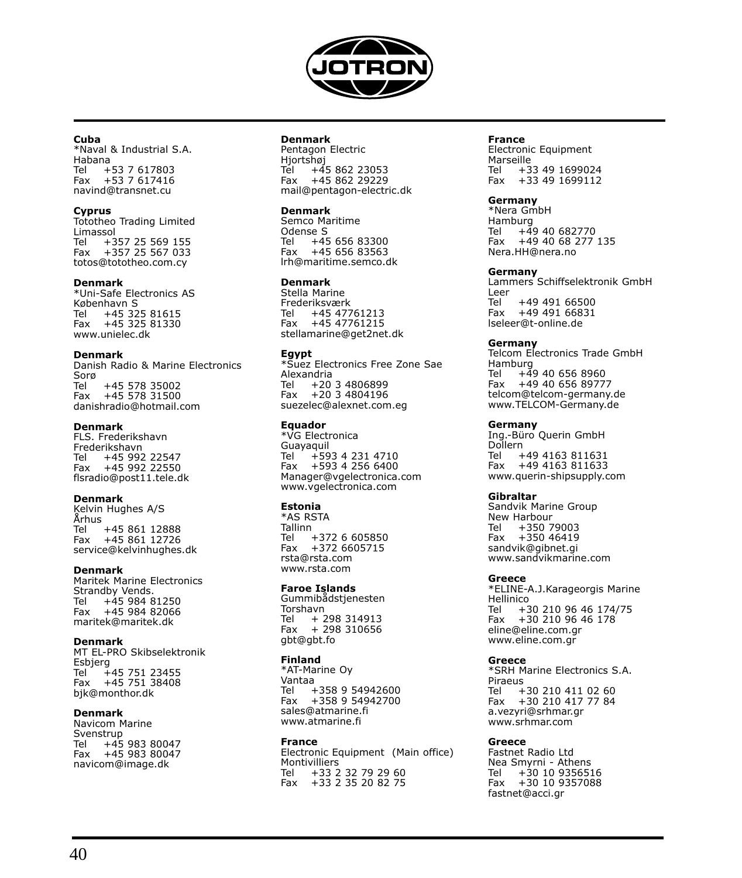**Cuba**
*Naval & Industrial S.A.
Habana
Tel +53 7 617803
Fax +53 7 617416
navind@transnet.cu

**Cyprus**
Tototheo Trading Limited
Limassol
Tel +357 25 569 155
Fax +357 25 567 033
totos@tototheo.com.cy

**Denmark**
*Uni-Safe Electronics AS
København S
Tel +45 325 81615
Fax +45 325 81330
www.unielec.dk

**Denmark**
Danish Radio & Marine Electronics
Sorø
Tel +45 578 35002
Fax +45 578 31500
danishradio@hotmail.com

**Denmark**
FLS. Frederikshavn
Frederikshavn
Tel +45 992 22547
Fax +45 992 22550
flsradio@post11.tele.dk

**Denmark**
Kelvin Hughes A/S
Århus
Tel +45 861 12888
Fax +45 861 12726
service@kelvinhughes.dk

**Denmark**
Maritek Marine Electronics
Strandby Vends.
Tel +45 984 81250
Fax +45 984 82066
maritek@maritek.dk

**Denmark**
MT EL-PRO Skibselektronik
Esbjerg
Tel +45 751 23455
Fax +45 751 38408
bjk@monthor.dk

**Denmark**
Navicom Marine
Svenstrup
Tel +45 983 80047
Fax +45 983 80047
navicom@image.dk

**Denmark**
Pentagon Electric
Hjortshøj
Tel +45 862 23053
Fax +45 862 29229
mail@pentagon-electric.dk

**Denmark**
Semco Maritime
Odense S
Tel +45 656 83300
Fax +45 656 83563
lrh@maritime.semco.dk

**Denmark**
Stella Marine
Frederiksværk
Tel +45 47761213
Fax +45 47761215
stellamarine@get2net.dk

**Egypt**
*Suez Electronics Free Zone Sae
Alexandria
Tel +20 3 4806899
Fax +20 3 4804196
suezelec@alexnet.com.eg

**Equador**
*VG Electronica
Guayaquil
Tel +593 4 231 4710
Fax +593 4 256 6400
Manager@vgelectronica.com
www.vgelectronica.com

**Estonia**
*AS RSTA
Tallinn
Tel +372 6 605850
Fax +372 6605715
rsta@rsta.com
www.rsta.com

**Faroe Islands**
Gummibådstjenesten
Torshavn
Tel + 298 314913
Fax + 298 310656
gbt@gbt.fo

**Finland**
*AT-Marine Oy
Vantaa
Tel +358 9 54942600
Fax +358 9 54942700
sales@atmarine.fi
www.atmarine.fi

**France**
Electronic Equipment (Main office)
Montivilliers
Tel +33 2 32 79 29 60
Fax +33 2 35 20 82 75

**France**
Electronic Equipment
Marseille
Tel +33 49 1699024
Fax +33 49 1699112

**Germany**
*Nera GmbH
Hamburg
Tel +49 40 682770
Fax +49 40 68 277 135
Nera.HH@nera.no

**Germany**
Lammers Schiffselektronik GmbH
Leer
Tel +49 491 66500
Fax +49 491 66831
lseleer@t-online.de

**Germany**
Telcom Electronics Trade GmbH
Hamburg
Tel +49 40 656 8960
Fax +49 40 656 89777
telcom@telcom-germany.de
www.TELCOM-Germany.de

**Germany**
Ing.-Büro Querin GmbH
Dollern
Tel +49 4163 811631
Fax +49 4163 811633
www.querin-shipsupply.com

**Gibraltar**
Sandvik Marine Group
New Harbour
Tel +350 79003
Fax +350 46419
sandvik@gibnet.gi
www.sandvikmarine.com

**Greece**
*ELINE-A.J.Karageorgis Marine
Hellinico
Tel +30 210 96 46 174/75
Fax +30 210 96 46 178
eline@eline.com.gr
www.eline.com.gr

**Greece**
*SRH Marine Electronics S.A.
Piraeus
Tel +30 210 411 02 60
Fax +30 210 417 77 84
a.vezyri@srhmar.gr
www.srhmar.com

**Greece**
Fastnet Radio Ltd
Nea Smyrni - Athens
Tel +30 10 9356516
Fax +30 10 9357088
fastnet@acci.gr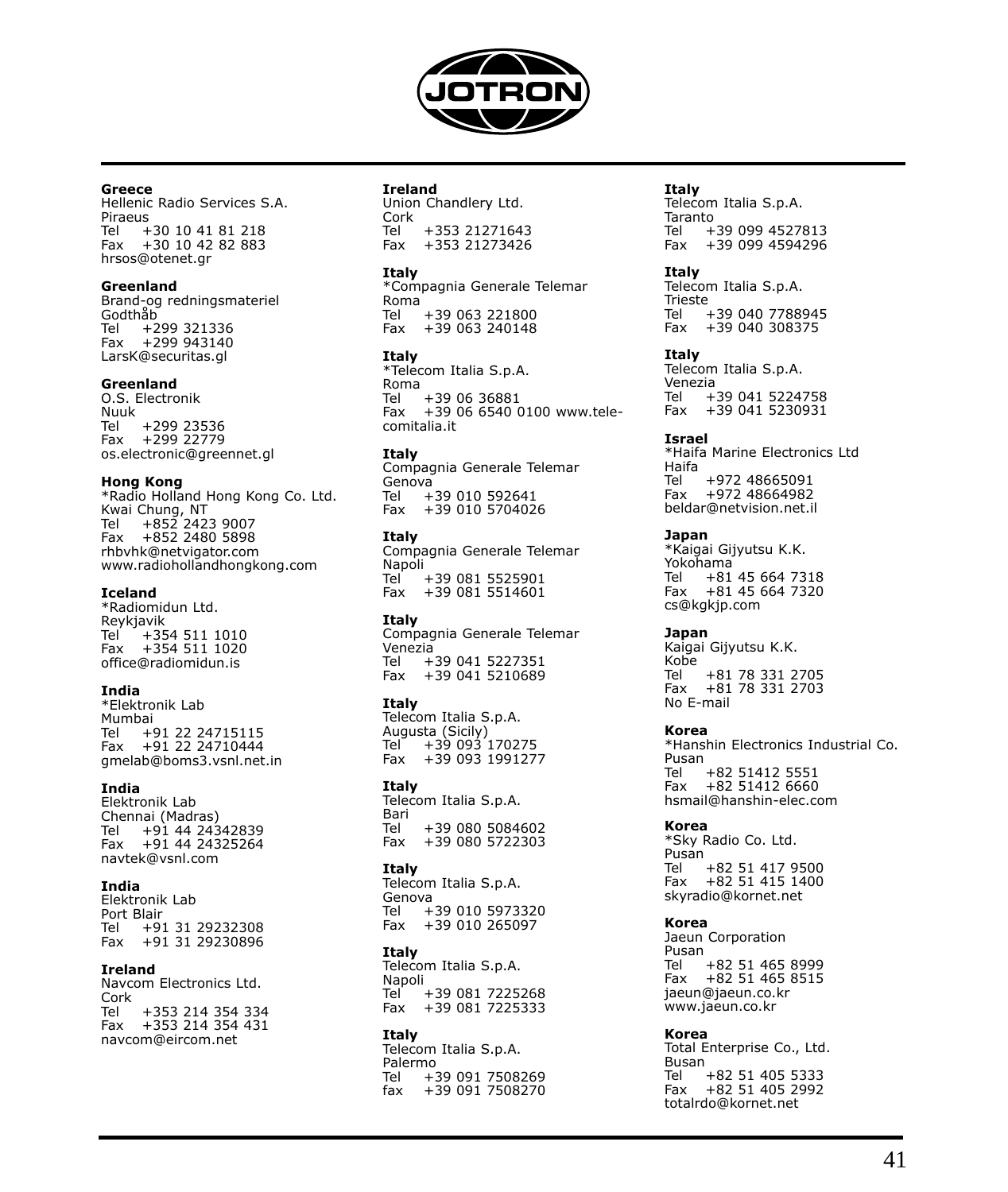**Greece**
Hellenic Radio Services S.A.
Piraeus
Tel    +30 10 41 81 218
Fax   +30 10 42 82 883
hrsos@otenet.gr

**Greenland**
Brand-og redningsmateriel
Godthåb
Tel    +299 321336
Fax   +299 943140
LarsK@securitas.gl

**Greenland**
O.S. Electronik
Nuuk
Tel    +299 23536
Fax   +299 22779
os.electronic@greennet.gl

**Hong Kong**
*Radio Holland Hong Kong Co. Ltd.
Kwai Chung, NT
Tel    +852 2423 9007
Fax   +852 2480 5898
rhbvhk@netvigator.com
www.radiohollandhongkong.com

**Iceland**
*Radiomidun Ltd.
Reykjavik
Tel    +354 511 1010
Fax   +354 511 1020
office@radiomidun.is

**India**
*Elektronik Lab
Mumbai
Tel    +91 22 24715115
Fax   +91 22 24710444
gmelab@boms3.vsnl.net.in

**India**
Elektronik Lab
Chennai (Madras)
Tel    +91 44 24342839
Fax   +91 44 24325264
navtek@vsnl.com

**India**
Elektronik Lab
Port Blair
Tel    +91 31 29232308
Fax   +91 31 29230896

**Ireland**
Navcom Electronics Ltd.
Cork
Tel    +353 214 354 334
Fax   +353 214 354 431
navcom@eircom.net

**Ireland**
Union Chandlery Ltd.
Cork
Tel    +353 21271643
Fax   +353 21273426

**Italy**
*Compagnia Generale Telemar
Roma
Tel    +39 063 221800
Fax   +39 063 240148

**Italy**
*Telecom Italia S.p.A.
Roma
Tel    +39 06 36881
Fax   +39 06 6540 0100 www.telecomitalia.it

**Italy**
Compagnia Generale Telemar
Genova
Tel    +39 010 592641
Fax   +39 010 5704026

**Italy**
Compagnia Generale Telemar
Napoli
Tel    +39 081 5525901
Fax   +39 081 5514601

**Italy**
Compagnia Generale Telemar
Venezia
Tel    +39 041 5227351
Fax   +39 041 5210689

**Italy**
Telecom Italia S.p.A.
Augusta (Sicily)
Tel    +39 093 170275
Fax   +39 093 1991277

**Italy**
Telecom Italia S.p.A.
Bari
Tel    +39 080 5084602
Fax   +39 080 5722303

**Italy**
Telecom Italia S.p.A.
Genova
Tel    +39 010 5973320
Fax   +39 010 265097

**Italy**
Telecom Italia S.p.A.
Napoli
Tel    +39 081 7225268
Fax   +39 081 7225333

**Italy**
Telecom Italia S.p.A.
Palermo
Tel    +39 091 7508269
fax   +39 091 7508270

**Italy**
Telecom Italia S.p.A.
Taranto
Tel    +39 099 4527813
Fax   +39 099 4594296

**Italy**
Telecom Italia S.p.A.
Trieste
Tel    +39 040 7788945
Fax   +39 040 308375

**Italy**
Telecom Italia S.p.A.
Venezia
Tel    +39 041 5224758
Fax   +39 041 5230931

**Israel**
*Haifa Marine Electronics Ltd
Haifa
Tel    +972 48665091
Fax   +972 48664982
beldar@netvision.net.il

**Japan**
*Kaigai Gijyutsu K.K.
Yokohama
Tel    +81 45 664 7318
Fax   +81 45 664 7320
cs@kgkjp.com

**Japan**
Kaigai Gijyutsu K.K.
Kobe
Tel    +81 78 331 2705
Fax   +81 78 331 2703
No E-mail

**Korea**
*Hanshin Electronics Industrial Co.
Pusan
Tel    +82 51412 5551
Fax   +82 51412 6660
hsmail@hanshin-elec.com

**Korea**
*Sky Radio Co. Ltd.
Pusan
Tel    +82 51 417 9500
Fax   +82 51 415 1400
skyradio@kornet.net

**Korea**
Jaeun Corporation
Pusan
Tel    +82 51 465 8999
Fax   +82 51 465 8515
jaeun@jaeun.co.kr
www.jaeun.co.kr

**Korea**
Total Enterprise Co., Ltd.
Busan
Tel    +82 51 405 5333
Fax   +82 51 405 2992
totalrdo@kornet.net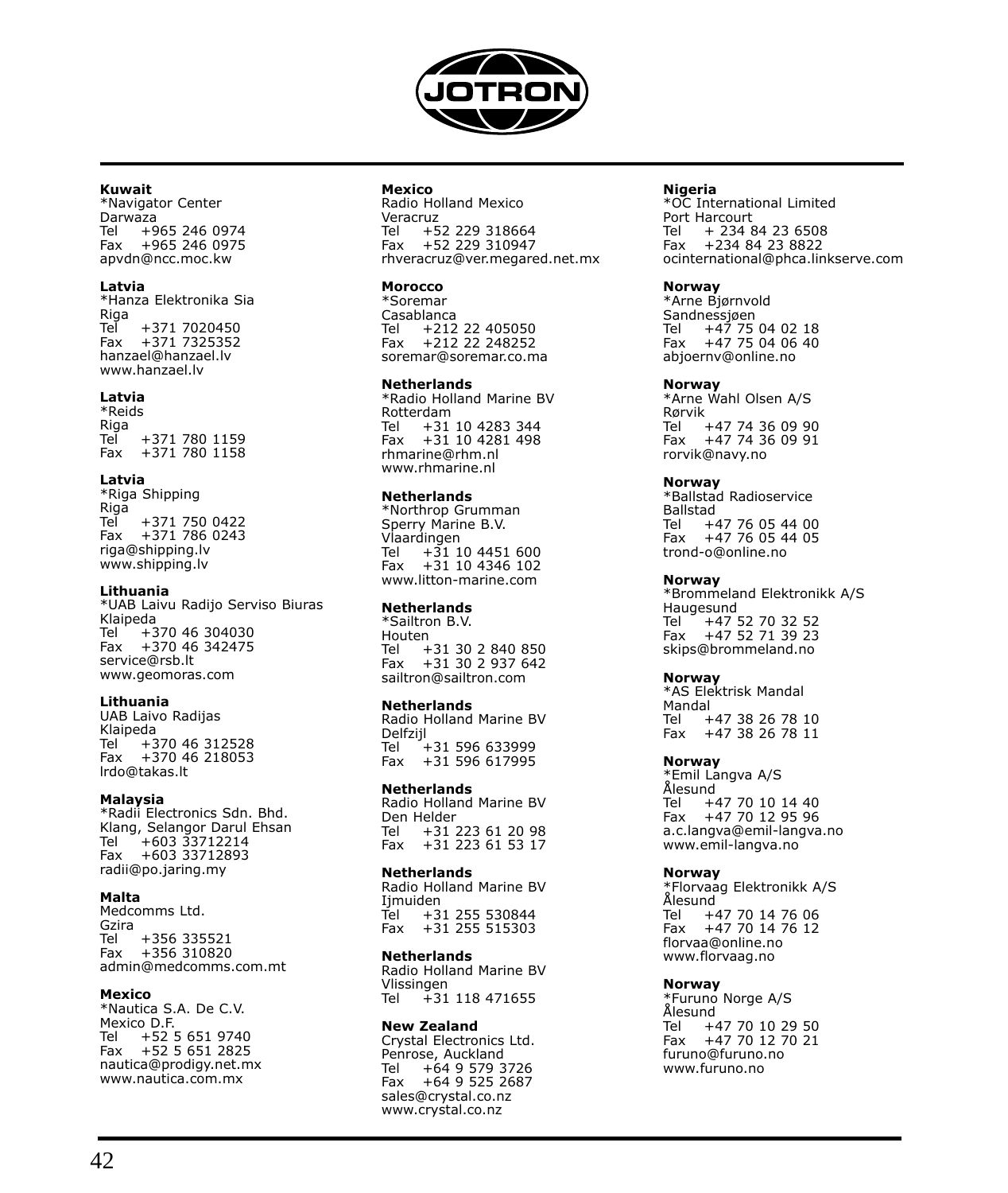**Kuwait**
*Navigator Center
Darwaza
Tel +965 246 0974
Fax +965 246 0975
apvdn@ncc.moc.kw

**Latvia**
*Hanza Elektronika Sia
Riga
Tel +371 7020450
Fax +371 7325352
hanzael@hanzael.lv
www.hanzael.lv

**Latvia**
*Reids
Riga
Tel +371 780 1159
Fax +371 780 1158

**Latvia**
*Riga Shipping
Riga
Tel +371 750 0422
Fax +371 786 0243
riga@shipping.lv
www.shipping.lv

**Lithuania**
*UAB Laivu Radijo Serviso Biuras
Klaipeda
Tel +370 46 304030
Fax +370 46 342475
service@rsb.lt
www.geomoras.com

**Lithuania**
UAB Laivo Radijas
Klaipeda
Tel +370 46 312528
Fax +370 46 218053
lrdo@takas.lt

**Malaysia**
*Radii Electronics Sdn. Bhd.
Klang, Selangor Darul Ehsan
Tel +603 33712214
Fax +603 33712893
radii@po.jaring.my

**Malta**
Medcomms Ltd.
Gzira
Tel +356 335521
Fax +356 310820
admin@medcomms.com.mt

**Mexico**
*Nautica S.A. De C.V.
Mexico D.F.
Tel +52 5 651 9740
Fax +52 5 651 2825
nautica@prodigy.net.mx
www.nautica.com.mx

**Mexico**
Radio Holland Mexico
Veracruz
Tel +52 229 318664
Fax +52 229 310947
rhveracruz@ver.megared.net.mx

**Morocco**
*Soremar
Casablanca
Tel +212 22 405050
Fax +212 22 248252
soremar@soremar.co.ma

**Netherlands**
*Radio Holland Marine BV
Rotterdam
Tel +31 10 4283 344
Fax +31 10 4281 498
rhmarine@rhm.nl
www.rhmarine.nl

**Netherlands**
*Northrop Grumman
Sperry Marine B.V.
Vlaardingen
Tel +31 10 4451 600
Fax +31 10 4346 102
www.litton-marine.com

**Netherlands**
*Sailtron B.V.
Houten
Tel +31 30 2 840 850
Fax +31 30 2 937 642
sailtron@sailtron.com

**Netherlands**
Radio Holland Marine BV
Delfzijl
Tel +31 596 633999
Fax +31 596 617995

**Netherlands**
Radio Holland Marine BV
Den Helder
Tel +31 223 61 20 98
Fax +31 223 61 53 17

**Netherlands**
Radio Holland Marine BV
Ijmuiden
Tel +31 255 530844
Fax +31 255 515303

**Netherlands**
Radio Holland Marine BV
Vlissingen
Tel +31 118 471655

**New Zealand**
Crystal Electronics Ltd.
Penrose, Auckland
Tel +64 9 579 3726
Fax +64 9 525 2687
sales@crystal.co.nz
www.crystal.co.nz

**Nigeria**
*OC International Limited
Port Harcourt
Tel + 234 84 23 6508
Fax +234 84 23 8822
ocinternational@phca.linkserve.com

**Norway**
*Arne Bjørnvold
Sandnessjøen
Tel +47 75 04 02 18
Fax +47 75 04 06 40
abjoernv@online.no

**Norway**
*Arne Wahl Olsen A/S
Rørvik
Tel +47 74 36 09 90
Fax +47 74 36 09 91
rorvik@navy.no

**Norway**
*Ballstad Radioservice
Ballstad
Tel +47 76 05 44 00
Fax +47 76 05 44 05
trond-o@online.no

**Norway**
*Brommeland Elektronikk A/S
Haugesund
Tel +47 52 70 32 52
Fax +47 52 71 39 23
skips@brommeland.no

**Norway**
*AS Elektrisk Mandal
Mandal
Tel +47 38 26 78 10
Fax +47 38 26 78 11

**Norway**
*Emil Langva A/S
Ålesund
Tel +47 70 10 14 40
Fax +47 70 12 95 96
a.c.langva@emil-langva.no
www.emil-langva.no

**Norway**
*Florvaag Elektronikk A/S
Ålesund
Tel +47 70 14 76 06
Fax +47 70 14 76 12
florvaa@online.no
www.florvaag.no

**Norway**
*Furuno Norge A/S
Ålesund
Tel +47 70 10 29 50
Fax +47 70 12 70 21
furuno@furuno.no
www.furuno.no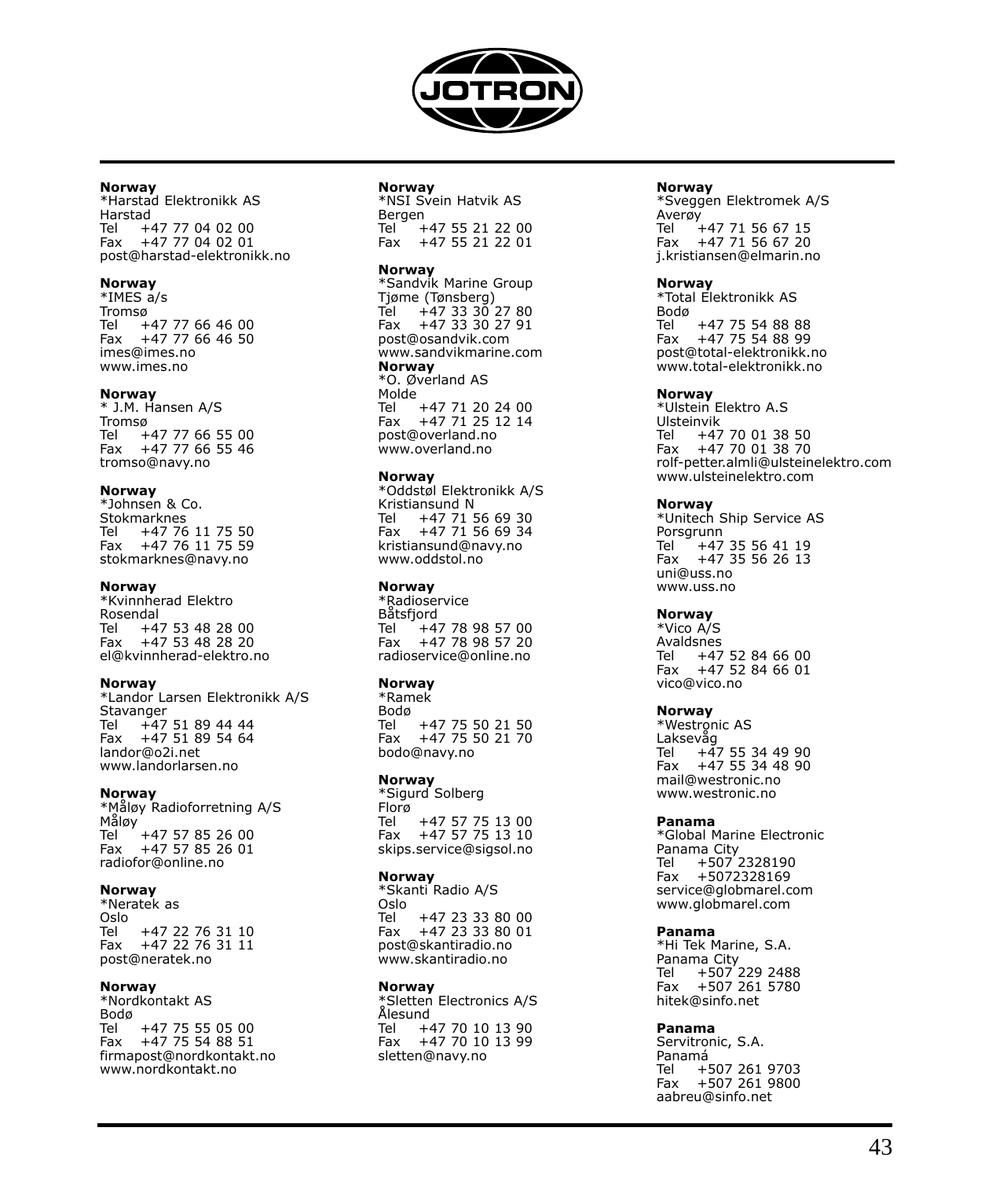**Norway**
*Harstad Elektronikk AS
Harstad
Tel +47 77 04 02 00
Fax +47 77 04 02 01
post@harstad-elektronikk.no

**Norway**
*IMES a/s
Tromsø
Tel +47 77 66 46 00
Fax +47 77 66 46 50
imes@imes.no
www.imes.no

**Norway**
* J.M. Hansen A/S
Tromsø
Tel +47 77 66 55 00
Fax +47 77 66 55 46
tromso@navy.no

**Norway**
*Johnsen & Co.
Stokmarknes
Tel +47 76 11 75 50
Fax +47 76 11 75 59
stokmarknes@navy.no

**Norway**
*Kvinnherad Elektro
Rosendal
Tel +47 53 48 28 00
Fax +47 53 48 28 20
el@kvinnherad-elektro.no

**Norway**
*Landor Larsen Elektronikk A/S
Stavanger
Tel +47 51 89 44 44
Fax +47 51 89 54 64
landor@o2i.net
www.landorlarsen.no

**Norway**
*Måløy Radioforretning A/S
Måløy
Tel +47 57 85 26 00
Fax +47 57 85 26 01
radiofor@online.no

**Norway**
*Neratek as
Oslo
Tel +47 22 76 31 10
Fax +47 22 76 31 11
post@neratek.no

**Norway**
*Nordkontakt AS
Bodø
Tel +47 75 55 05 00
Fax +47 75 54 88 51
firmapost@nordkontakt.no
www.nordkontakt.no

**Norway**
*NSI Svein Hatvik AS
Bergen
Tel +47 55 21 22 00
Fax +47 55 21 22 01

**Norway**
*Sandvik Marine Group
Tjøme (Tønsberg)
Tel +47 33 30 27 80
Fax +47 33 30 27 91
post@osandvik.com
www.sandvikmarine.com

**Norway**
*O. Øverland AS
Molde
Tel +47 71 20 24 00
Fax +47 71 25 12 14
post@overland.no
www.overland.no

**Norway**
*Oddstøl Elektronikk A/S
Kristiansund N
Tel +47 71 56 69 30
Fax +47 71 56 69 34
kristiansund@navy.no
www.oddstol.no

**Norway**
*Radioservice
Båtsfjord
Tel +47 78 98 57 00
Fax +47 78 98 57 20
radioservice@online.no

**Norway**
*Ramek
Bodø
Tel +47 75 50 21 50
Fax +47 75 50 21 70
bodo@navy.no

**Norway**
*Sigurd Solberg
Florø
Tel +47 57 75 13 00
Fax +47 57 75 13 10
skips.service@sigsol.no

**Norway**
*Skanti Radio A/S
Oslo
Tel +47 23 33 80 00
Fax +47 23 33 80 01
post@skantiradio.no
www.skantiradio.no

**Norway**
*Sletten Electronics A/S
Ålesund
Tel +47 70 10 13 90
Fax +47 70 10 13 99
sletten@navy.no

**Norway**
*Sveggen Elektromek A/S
Averøy
Tel +47 71 56 67 15
Fax +47 71 56 67 20
j.kristiansen@elmarin.no

**Norway**
*Total Elektronikk AS
Bodø
Tel +47 75 54 88 88
Fax +47 75 54 88 99
post@total-elektronikk.no
www.total-elektronikk.no

**Norway**
*Ulstein Elektro A.S
Ulsteinvik
Tel +47 70 01 38 50
Fax +47 70 01 38 70
rolf-petter.almli@ulsteinelektro.com
www.ulsteinelektro.com

**Norway**
*Unitech Ship Service AS
Porsgrunn
Tel +47 35 56 41 19
Fax +47 35 56 26 13
uni@uss.no
www.uss.no

**Norway**
*Vico A/S
Avaldsnes
Tel +47 52 84 66 00
Fax +47 52 84 66 01
vico@vico.no

**Norway**
*Westronic AS
Laksevåg
Tel +47 55 34 49 90
Fax +47 55 34 48 90
mail@westronic.no
www.westronic.no

**Panama**
*Global Marine Electronic
Panama City
Tel +507 2328190
Fax +5072328169
service@globmarel.com
www.globmarel.com

**Panama**
*Hi Tek Marine, S.A.
Panama City
Tel +507 229 2488
Fax +507 261 5780
hitek@sinfo.net

**Panama**
Servitronic, S.A.
Panamá
Tel +507 261 9703
Fax +507 261 9800
aabreu@sinfo.net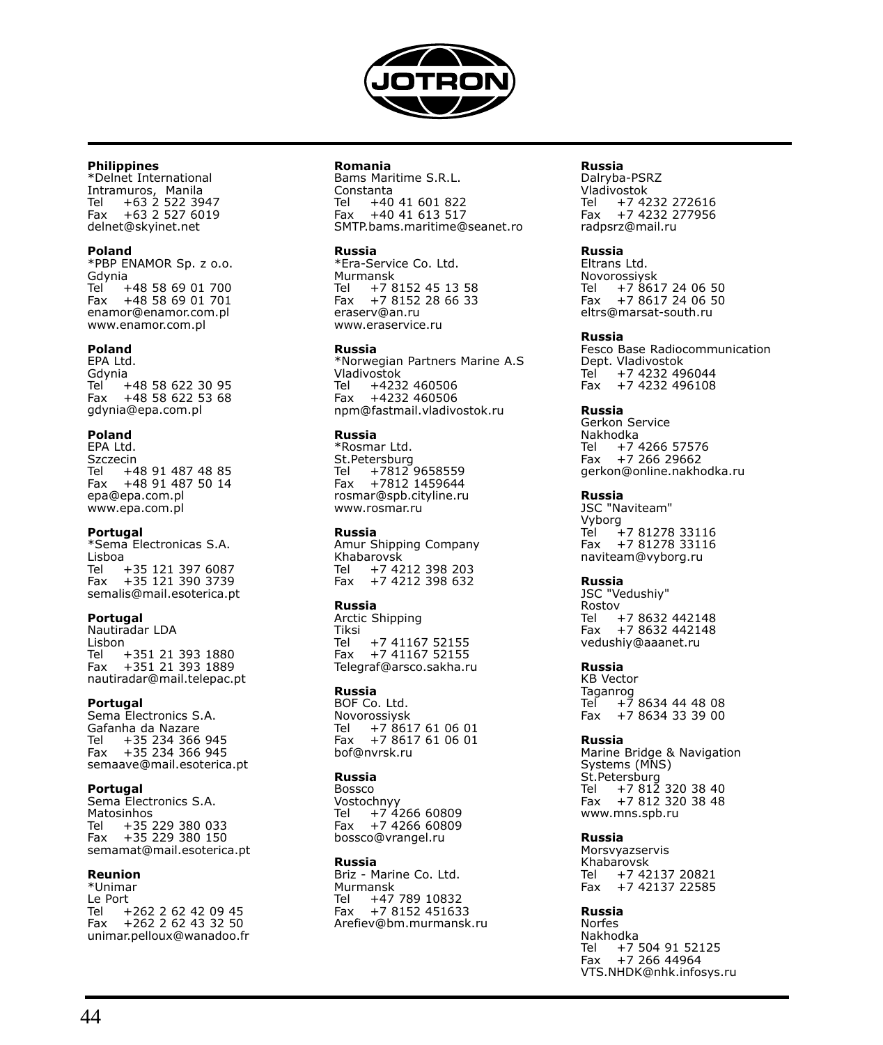**Philippines**
*Delnet International
Intramuros, Manila
Tel +63 2 522 3947
Fax +63 2 527 6019
delnet@skyinet.net

**Poland**
*PBP ENAMOR Sp. z o.o.
Gdynia
Tel +48 58 69 01 700
Fax +48 58 69 01 701
enamor@enamor.com.pl
www.enamor.com.pl

**Poland**
EPA Ltd.
Gdynia
Tel +48 58 622 30 95
Fax +48 58 622 53 68
gdynia@epa.com.pl

**Poland**
EPA Ltd.
Szczecin
Tel +48 91 487 48 85
Fax +48 91 487 50 14
epa@epa.com.pl
www.epa.com.pl

**Portugal**
*Sema Electronicas S.A.
Lisboa
Tel +35 121 397 6087
Fax +35 121 390 3739
semalis@mail.esoterica.pt

**Portugal**
Nautiradar LDA
Lisbon
Tel +351 21 393 1880
Fax +351 21 393 1889
nautiradar@mail.telepac.pt

**Portugal**
Sema Electronics S.A.
Gafanha da Nazare
Tel +35 234 366 945
Fax +35 234 366 945
semaave@mail.esoterica.pt

**Portugal**
Sema Electronics S.A.
Matosinhos
Tel +35 229 380 033
Fax +35 229 380 150
semamat@mail.esoterica.pt

**Reunion**
*Unimar
Le Port
Tel +262 2 62 42 09 45
Fax +262 2 62 43 32 50
unimar.pelloux@wanadoo.fr

**Romania**
Bams Maritime S.R.L.
Constanta
Tel +40 41 601 822
Fax +40 41 613 517
SMTP.bams.maritime@seanet.ro

**Russia**
*Era-Service Co. Ltd.
Murmansk
Tel +7 8152 45 13 58
Fax +7 8152 28 66 33
eraserv@an.ru
www.eraservice.ru

**Russia**
*Norwegian Partners Marine A.S
Vladivostok
Tel +4232 460506
Fax +4232 460506
npm@fastmail.vladivostok.ru

**Russia**
*Rosmar Ltd.
St.Petersburg
Tel +7812 9658559
Fax +7812 1459644
rosmar@spb.cityline.ru
www.rosmar.ru

**Russia**
Amur Shipping Company
Khabarovsk
Tel +7 4212 398 203
Fax +7 4212 398 632

**Russia**
Arctic Shipping
Tiksi
Tel +7 41167 52155
Fax +7 41167 52155
Telegraf@arsco.sakha.ru

**Russia**
BOF Co. Ltd.
Novorossiysk
Tel +7 8617 61 06 01
Fax +7 8617 61 06 01
bof@nvrsk.ru

**Russia**
Bossco
Vostochnyy
Tel +7 4266 60809
Fax +7 4266 60809
bossco@vrangel.ru

**Russia**
Briz - Marine Co. Ltd.
Murmansk
Tel +47 789 10832
Fax +7 8152 451633
Arefiev@bm.murmansk.ru

**Russia**
Dalryba-PSRZ
Vladivostok
Tel +7 4232 272616
Fax +7 4232 277956
radpsrz@mail.ru

**Russia**
Eltrans Ltd.
Novorossiysk
Tel +7 8617 24 06 50
Fax +7 8617 24 06 50
eltrs@marsat-south.ru

**Russia**
Fesco Base Radiocommunication
Dept. Vladivostok
Tel +7 4232 496044
Fax +7 4232 496108

**Russia**
Gerkon Service
Nakhodka
Tel +7 4266 57576
Fax +7 266 29662
gerkon@online.nakhodka.ru

**Russia**
JSC "Naviteam"
Vyborg
Tel +7 81278 33116
Fax +7 81278 33116
naviteam@vyborg.ru

**Russia**
JSC "Vedushiy"
Rostov
Tel +7 8632 442148
Fax +7 8632 442148
vedushiy@aaanet.ru

**Russia**
KB Vector
Taganrog
Tel +7 8634 44 48 08
Fax +7 8634 33 39 00

**Russia**
Marine Bridge & Navigation Systems (MNS)
St.Petersburg
Tel +7 812 320 38 40
Fax +7 812 320 38 48
www.mns.spb.ru

**Russia**
Morsvyazservis
Khabarovsk
Tel +7 42137 20821
Fax +7 42137 22585

**Russia**
Norfes
Nakhodka
Tel +7 504 91 52125
Fax +7 266 44964
VTS.NHDK@nhk.infosys.ru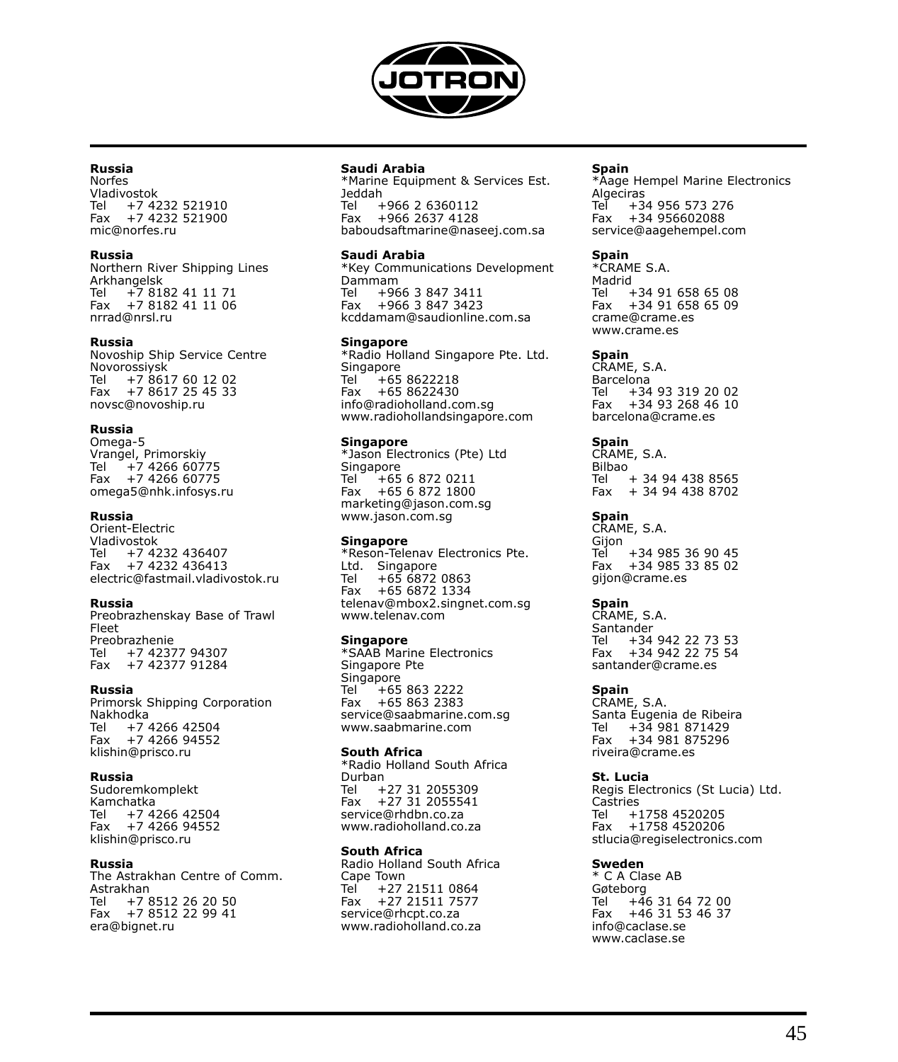**Russia**
Norfes
Vladivostok
Tel +7 4232 521910
Fax +7 4232 521900
mic@norfes.ru

**Russia**
Northern River Shipping Lines
Arkhangelsk
Tel +7 8182 41 11 71
Fax +7 8182 41 11 06
nrrad@nrsl.ru

**Russia**
Novoship Ship Service Centre
Novorossiysk
Tel +7 8617 60 12 02
Fax +7 8617 25 45 33
novsc@novoship.ru

**Russia**
Omega-5
Vrangel, Primorskiy
Tel +7 4266 60775
Fax +7 4266 60775
omega5@nhk.infosys.ru

**Russia**
Orient-Electric
Vladivostok
Tel +7 4232 436407
Fax +7 4232 436413
electric@fastmail.vladivostok.ru

**Russia**
Preobrazhenskay Base of Trawl Fleet
Preobrazhenie
Tel +7 42377 94307
Fax +7 42377 91284

**Russia**
Primorsk Shipping Corporation
Nakhodka
Tel +7 4266 42504
Fax +7 4266 94552
klishin@prisco.ru

**Russia**
Sudoremkomplekt
Kamchatka
Tel +7 4266 42504
Fax +7 4266 94552
klishin@prisco.ru

**Russia**
The Astrakhan Centre of Comm.
Astrakhan
Tel +7 8512 26 20 50
Fax +7 8512 22 99 41
era@bignet.ru

**Saudi Arabia**
*Marine Equipment & Services Est.
Jeddah
Tel +966 2 6360112
Fax +966 2637 4128
baboudsaftmarine@naseej.com.sa

**Saudi Arabia**
*Key Communications Development
Dammam
Tel +966 3 847 3411
Fax +966 3 847 3423
kcddamam@saudionline.com.sa

**Singapore**
*Radio Holland Singapore Pte. Ltd.
Singapore
Tel +65 8622218
Fax +65 8622430
info@radioholland.com.sg
www.radiohollandsingapore.com

**Singapore**
*Jason Electronics (Pte) Ltd
Singapore
Tel +65 6 872 0211
Fax +65 6 872 1800
marketing@jason.com.sg
www.jason.com.sg

**Singapore**
*Reson-Telenav Electronics Pte. Ltd. Singapore
Tel +65 6872 0863
Fax +65 6872 1334
telenav@mbox2.singnet.com.sg
www.telenav.com

**Singapore**
*SAAB Marine Electronics Singapore Pte
Singapore
Tel +65 863 2222
Fax +65 863 2383
service@saabmarine.com.sg
www.saabmarine.com

**South Africa**
*Radio Holland South Africa
Durban
Tel +27 31 2055309
Fax +27 31 2055541
service@rhdbn.co.za
www.radioholland.co.za

**South Africa**
Radio Holland South Africa
Cape Town
Tel +27 21511 0864
Fax +27 21511 7577
service@rhcpt.co.za
www.radioholland.co.za

**Spain**
*Aage Hempel Marine Electronics
Algeciras
Tel +34 956 573 276
Fax +34 956602088
service@aagehempel.com

**Spain**
*CRAME S.A.
Madrid
Tel +34 91 658 65 08
Fax +34 91 658 65 09
crame@crame.es
www.crame.es

**Spain**
CRAME, S.A.
Barcelona
Tel +34 93 319 20 02
Fax +34 93 268 46 10
barcelona@crame.es

**Spain**
CRAME, S.A.
Bilbao
Tel + 34 94 438 8565
Fax + 34 94 438 8702

**Spain**
CRAME, S.A.
Gijon
Tel +34 985 36 90 45
Fax +34 985 33 85 02
gijon@crame.es

**Spain**
CRAME, S.A.
Santander
Tel +34 942 22 73 53
Fax +34 942 22 75 54
santander@crame.es

**Spain**
CRAME, S.A.
Santa Eugenia de Ribeira
Tel +34 981 871429
Fax +34 981 875296
riveira@crame.es

**St. Lucia**
Regis Electronics (St Lucia) Ltd.
Castries
Tel +1758 4520205
Fax +1758 4520206
stlucia@regiselectronics.com

**Sweden**
* C A Clase AB
Gøteborg
Tel +46 31 64 72 00
Fax +46 31 53 46 37
info@caclase.se
www.caclase.se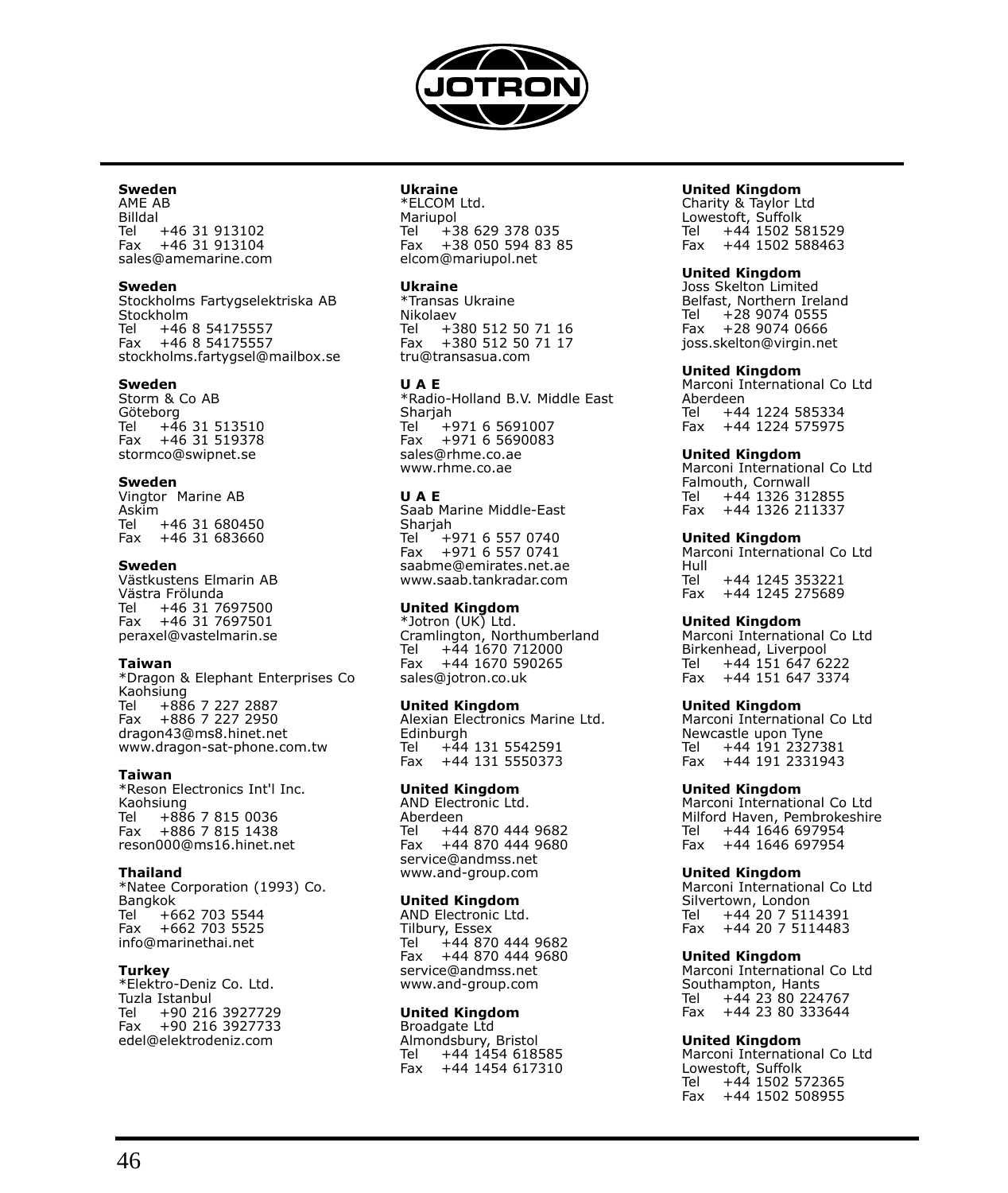**Sweden**
AME AB
Billdal
Tel +46 31 913102
Fax +46 31 913104
sales@amemarine.com

**Sweden**
Stockholms Fartygselektriska AB
Stockholm
Tel +46 8 54175557
Fax +46 8 54175557
stockholms.fartygsel@mailbox.se

**Sweden**
Storm & Co AB
Göteborg
Tel +46 31 513510
Fax +46 31 519378
stormco@swipnet.se

**Sweden**
Vingtor Marine AB
Askim
Tel +46 31 680450
Fax +46 31 683660

**Sweden**
Västkustens Elmarin AB
Västra Frölunda
Tel +46 31 7697500
Fax +46 31 7697501
peraxel@vastelmarin.se

**Taiwan**
*Dragon & Elephant Enterprises Co
Kaohsiung
Tel +886 7 227 2887
Fax +886 7 227 2950
dragon43@ms8.hinet.net
www.dragon-sat-phone.com.tw

**Taiwan**
*Reson Electronics Int'l Inc.
Kaohsiung
Tel +886 7 815 0036
Fax +886 7 815 1438
reson000@ms16.hinet.net

**Thailand**
*Natee Corporation (1993) Co.
Bangkok
Tel +662 703 5544
Fax +662 703 5525
info@marinethai.net

**Turkey**
*Elektro-Deniz Co. Ltd.
Tuzla Istanbul
Tel +90 216 3927729
Fax +90 216 3927733
edel@elektrodeniz.com

**Ukraine**
*ELCOM Ltd.
Mariupol
Tel +38 629 378 035
Fax +38 050 594 83 85
elcom@mariupol.net

**Ukraine**
*Transas Ukraine
Nikolaev
Tel +380 512 50 71 16
Fax +380 512 50 71 17
tru@transasua.com

**U A E**
*Radio-Holland B.V. Middle East
Sharjah
Tel +971 6 5691007
Fax +971 6 5690083
sales@rhme.co.ae
www.rhme.co.ae

**U A E**
Saab Marine Middle-East
Sharjah
Tel +971 6 557 0740
Fax +971 6 557 0741
saabme@emirates.net.ae
www.saab.tankradar.com

**United Kingdom**
*Jotron (UK) Ltd.
Cramlington, Northumberland
Tel +44 1670 712000
Fax +44 1670 590265
sales@jotron.co.uk

**United Kingdom**
Alexian Electronics Marine Ltd.
Edinburgh
Tel +44 131 5542591
Fax +44 131 5550373

**United Kingdom**
AND Electronic Ltd.
Aberdeen
Tel +44 870 444 9682
Fax +44 870 444 9680
service@andmss.net
www.and-group.com

**United Kingdom**
AND Electronic Ltd.
Tilbury, Essex
Tel +44 870 444 9682
Fax +44 870 444 9680
service@andmss.net
www.and-group.com

**United Kingdom**
Broadgate Ltd
Almondsbury, Bristol
Tel +44 1454 618585
Fax +44 1454 617310

**United Kingdom**
Charity & Taylor Ltd
Lowestoft, Suffolk
Tel +44 1502 581529
Fax +44 1502 588463

**United Kingdom**
Joss Skelton Limited
Belfast, Northern Ireland
Tel +28 9074 0555
Fax +28 9074 0666
joss.skelton@virgin.net

**United Kingdom**
Marconi International Co Ltd
Aberdeen
Tel +44 1224 585334
Fax +44 1224 575975

**United Kingdom**
Marconi International Co Ltd
Falmouth, Cornwall
Tel +44 1326 312855
Fax +44 1326 211337

**United Kingdom**
Marconi International Co Ltd
Hull
Tel +44 1245 353221
Fax +44 1245 275689

**United Kingdom**
Marconi International Co Ltd
Birkenhead, Liverpool
Tel +44 151 647 6222
Fax +44 151 647 3374

**United Kingdom**
Marconi International Co Ltd
Newcastle upon Tyne
Tel +44 191 2327381
Fax +44 191 2331943

**United Kingdom**
Marconi International Co Ltd
Milford Haven, Pembrokeshire
Tel +44 1646 697954
Fax +44 1646 697954

**United Kingdom**
Marconi International Co Ltd
Silvertown, London
Tel +44 20 7 5114391
Fax +44 20 7 5114483

**United Kingdom**
Marconi International Co Ltd
Southampton, Hants
Tel +44 23 80 224767
Fax +44 23 80 333644

**United Kingdom**
Marconi International Co Ltd
Lowestoft, Suffolk
Tel +44 1502 572365
Fax +44 1502 508955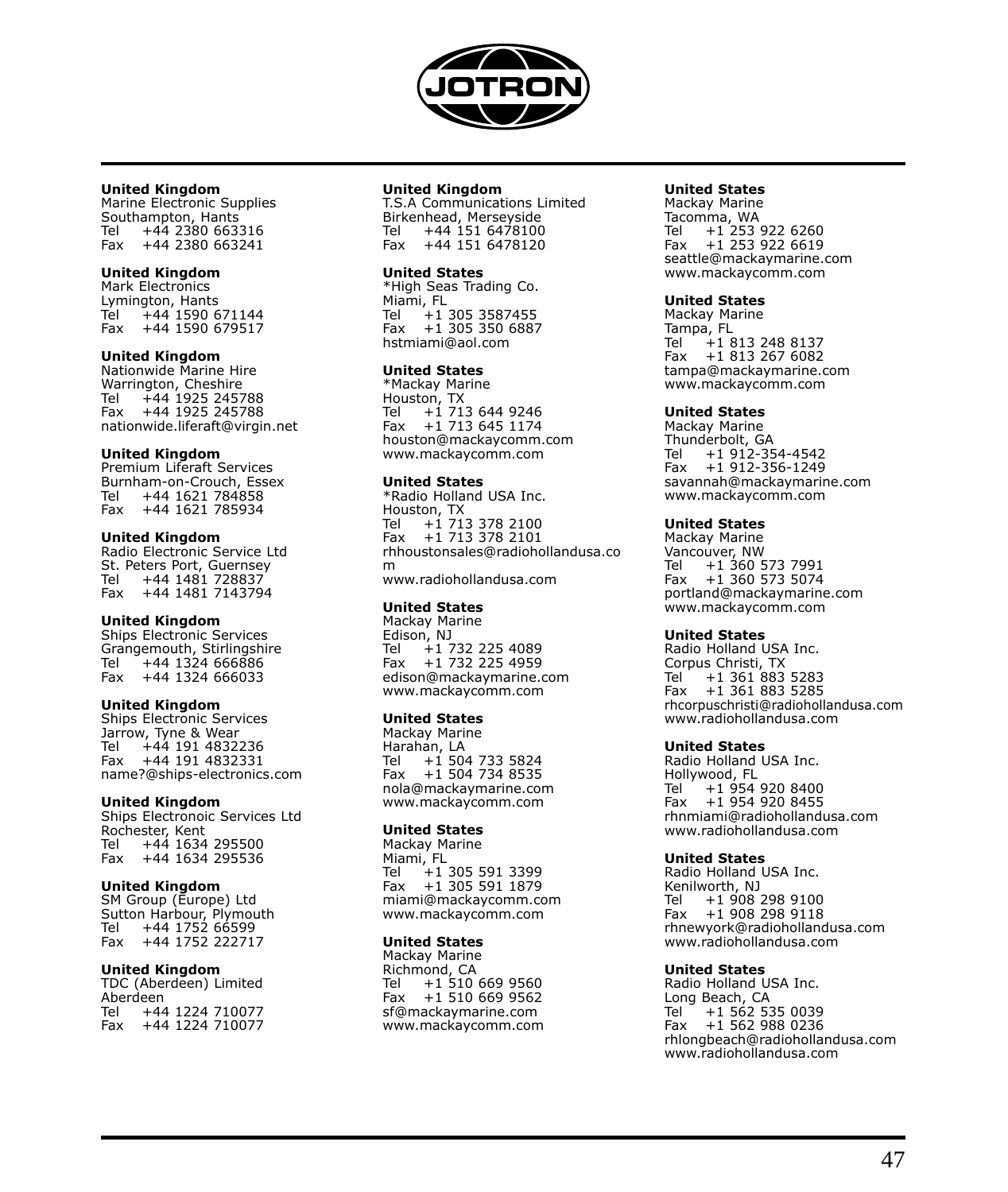JOTRON

**United Kingdom**
Marine Electronic Supplies
Southampton, Hants
Tel +44 2380 663316
Fax +44 2380 663241

**United Kingdom**
Mark Electronics
Lymington, Hants
Tel +44 1590 671144
Fax +44 1590 679517

**United Kingdom**
Nationwide Marine Hire
Warrington, Cheshire
Tel +44 1925 245788
Fax +44 1925 245788
nationwide.liferaft@virgin.net

**United Kingdom**
Premium Liferaft Services
Burnham-on-Crouch, Essex
Tel +44 1621 784858
Fax +44 1621 785934

**United Kingdom**
Radio Electronic Service Ltd
St. Peters Port, Guernsey
Tel +44 1481 728837
Fax +44 1481 7143794

**United Kingdom**
Ships Electronic Services
Grangemouth, Stirlingshire
Tel +44 1324 666886
Fax +44 1324 666033

**United Kingdom**
Ships Electronic Services
Jarrow, Tyne & Wear
Tel +44 191 4832236
Fax +44 191 4832331
name?@ships-electronics.com

**United Kingdom**
Ships Electronoic Services Ltd
Rochester, Kent
Tel +44 1634 295500
Fax +44 1634 295536

**United Kingdom**
SM Group (Europe) Ltd
Sutton Harbour, Plymouth
Tel +44 1752 66599
Fax +44 1752 222717

**United Kingdom**
TDC (Aberdeen) Limited
Aberdeen
Tel +44 1224 710077
Fax +44 1224 710077

**United Kingdom**
T.S.A Communications Limited
Birkenhead, Merseyside
Tel +44 151 6478100
Fax +44 151 6478120

**United States**
*High Seas Trading Co.
Miami, FL
Tel +1 305 3587455
Fax +1 305 350 6887
hstmiami@aol.com

**United States**
*Mackay Marine
Houston, TX
Tel +1 713 644 9246
Fax +1 713 645 1174
houston@mackaycomm.com
www.mackaycomm.com

**United States**
*Radio Holland USA Inc.
Houston, TX
Tel +1 713 378 2100
Fax +1 713 378 2101
rhhoustonsales@radiohollandusa.com
www.radiohollandusa.com

**United States**
Mackay Marine
Edison, NJ
Tel +1 732 225 4089
Fax +1 732 225 4959
edison@mackaymarine.com
www.mackaycomm.com

**United States**
Mackay Marine
Harahan, LA
Tel +1 504 733 5824
Fax +1 504 734 8535
nola@mackaymarine.com
www.mackaycomm.com

**United States**
Mackay Marine
Miami, FL
Tel +1 305 591 3399
Fax +1 305 591 1879
miami@mackaycomm.com
www.mackaycomm.com

**United States**
Mackay Marine
Richmond, CA
Tel +1 510 669 9560
Fax +1 510 669 9562
sf@mackaymarine.com
www.mackaycomm.com

**United States**
Mackay Marine
Tacomma, WA
Tel +1 253 922 6260
Fax +1 253 922 6619
seattle@mackaymarine.com
www.mackaycomm.com

**United States**
Mackay Marine
Tampa, FL
Tel +1 813 248 8137
Fax +1 813 267 6082
tampa@mackaymarine.com
www.mackaycomm.com

**United States**
Mackay Marine
Thunderbolt, GA
Tel +1 912-354-4542
Fax +1 912-356-1249
savannah@mackaymarine.com
www.mackaycomm.com

**United States**
Mackay Marine
Vancouver, NW
Tel +1 360 573 7991
Fax +1 360 573 5074
portland@mackaymarine.com
www.mackaycomm.com

**United States**
Radio Holland USA Inc.
Corpus Christi, TX
Tel +1 361 883 5283
Fax +1 361 883 5285
rhcorpuschristi@radiohollandusa.com
www.radiohollandusa.com

**United States**
Radio Holland USA Inc.
Hollywood, FL
Tel +1 954 920 8400
Fax +1 954 920 8455
rhnmiami@radiohollandusa.com
www.radiohollandusa.com

**United States**
Radio Holland USA Inc.
Kenilworth, NJ
Tel +1 908 298 9100
Fax +1 908 298 9118
rhnewyork@radiohollandusa.com
www.radiohollandusa.com

**United States**
Radio Holland USA Inc.
Long Beach, CA
Tel +1 562 535 0039
Fax +1 562 988 0236
rhlongbeach@radiohollandusa.com
www.radiohollandusa.com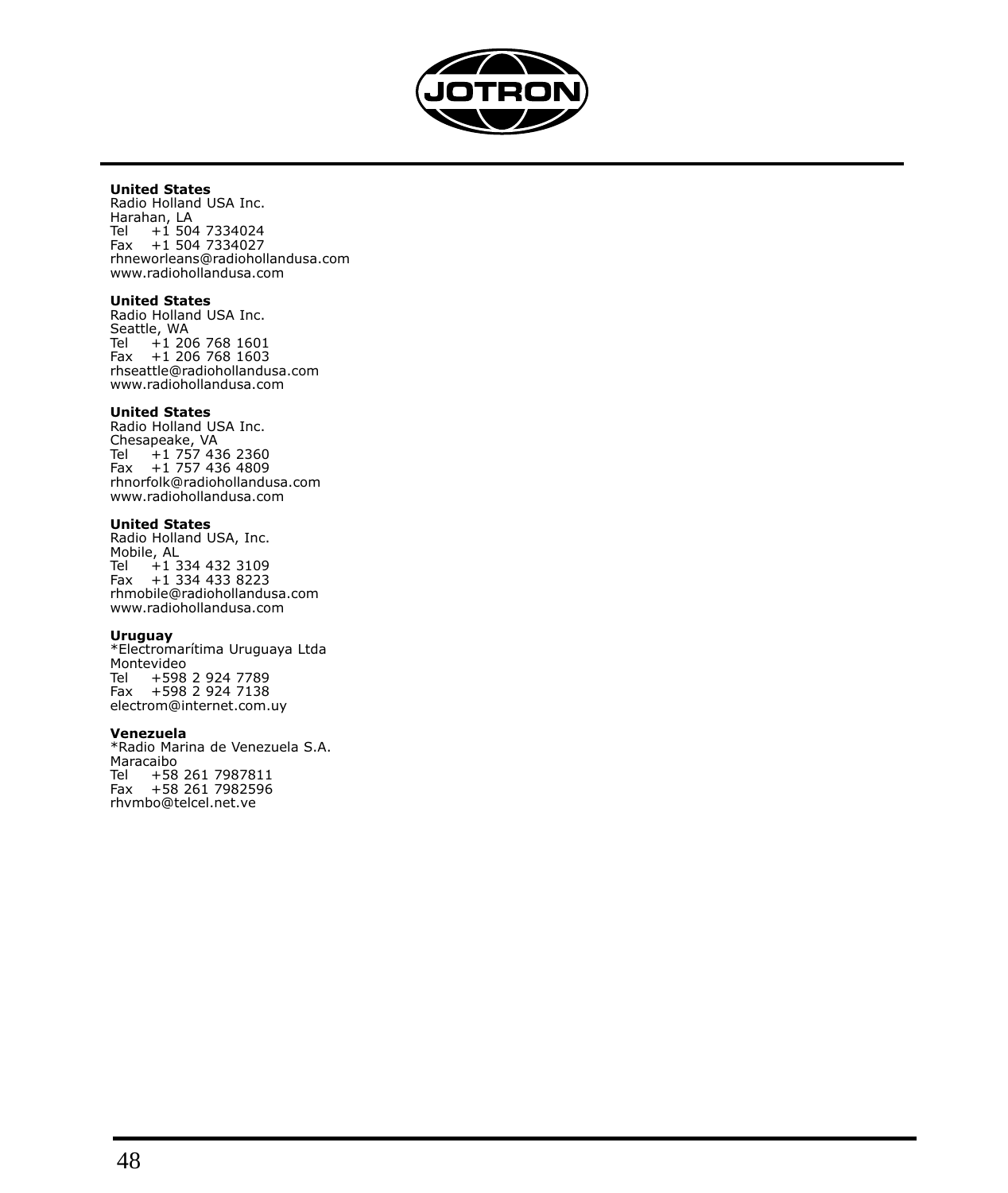**United States**
Radio Holland USA Inc.
Harahan, LA
Tel +1 504 7334024
Fax +1 504 7334027
rhneworleans@radiohollandusa.com
www.radiohollandusa.com

**United States**
Radio Holland USA Inc.
Seattle, WA
Tel +1 206 768 1601
Fax +1 206 768 1603
rhseattle@radiohollandusa.com
www.radiohollandusa.com

**United States**
Radio Holland USA Inc.
Chesapeake, VA
Tel +1 757 436 2360
Fax +1 757 436 4809
rhnorfolk@radiohollandusa.com
www.radiohollandusa.com

**United States**
Radio Holland USA, Inc.
Mobile, AL
Tel +1 334 432 3109
Fax +1 334 433 8223
rhmobile@radiohollandusa.com
www.radiohollandusa.com

**Uruguay**
*Electromarítima Uruguaya Ltda
Montevideo
Tel +598 2 924 7789
Fax +598 2 924 7138
electrom@internet.com.uy

**Venezuela**
*Radio Marina de Venezuela S.A.
Maracaibo
Tel +58 261 7987811
Fax +58 261 7982596
rhvmbo@telcel.net.ve